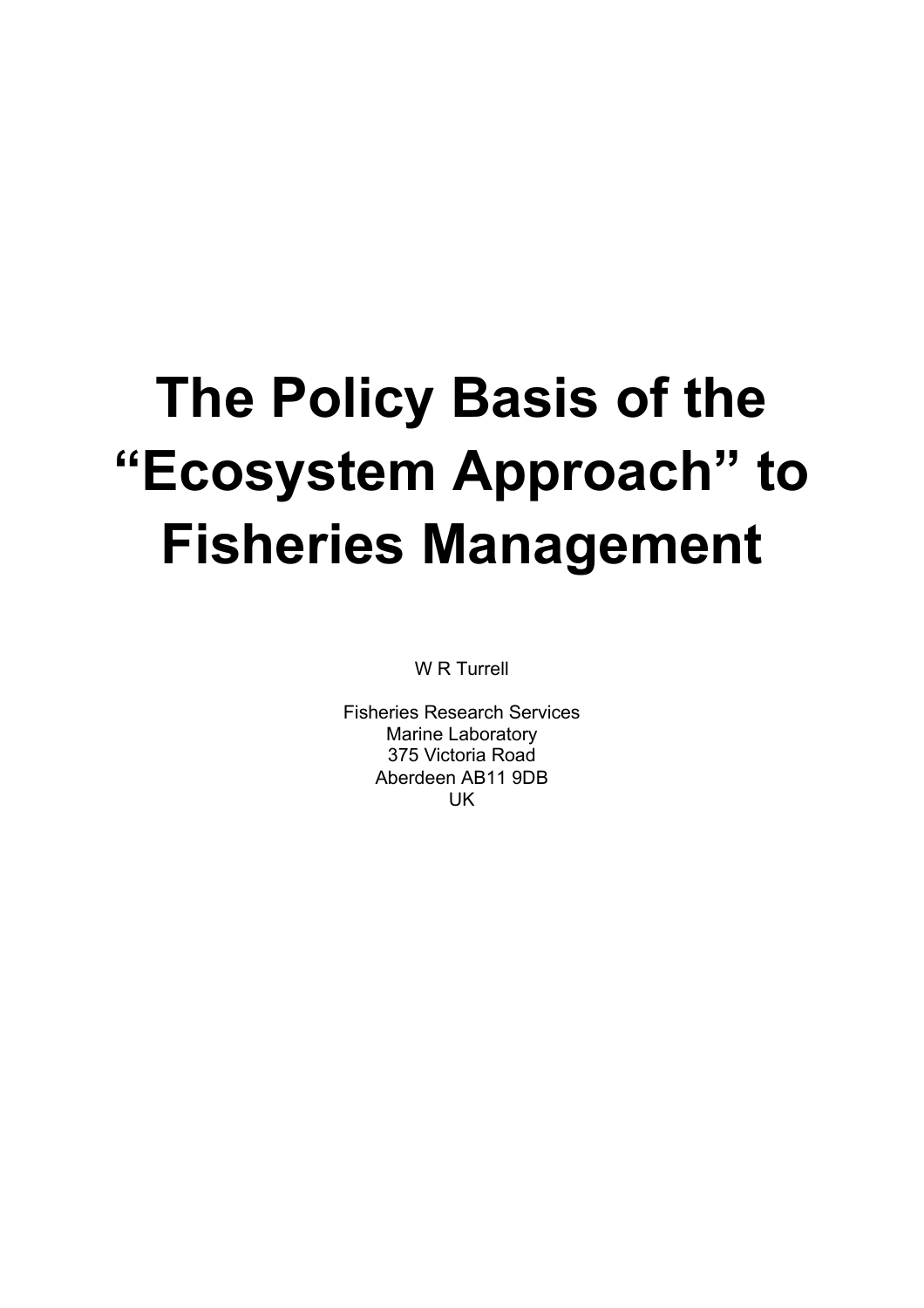# The Policy Basis of the "Ecosystem Approach" to Fisheries Management

W R Turrell

Fisheries Research Services
Marine Laboratory
375 Victoria Road
Aberdeen AB11 9DB
UK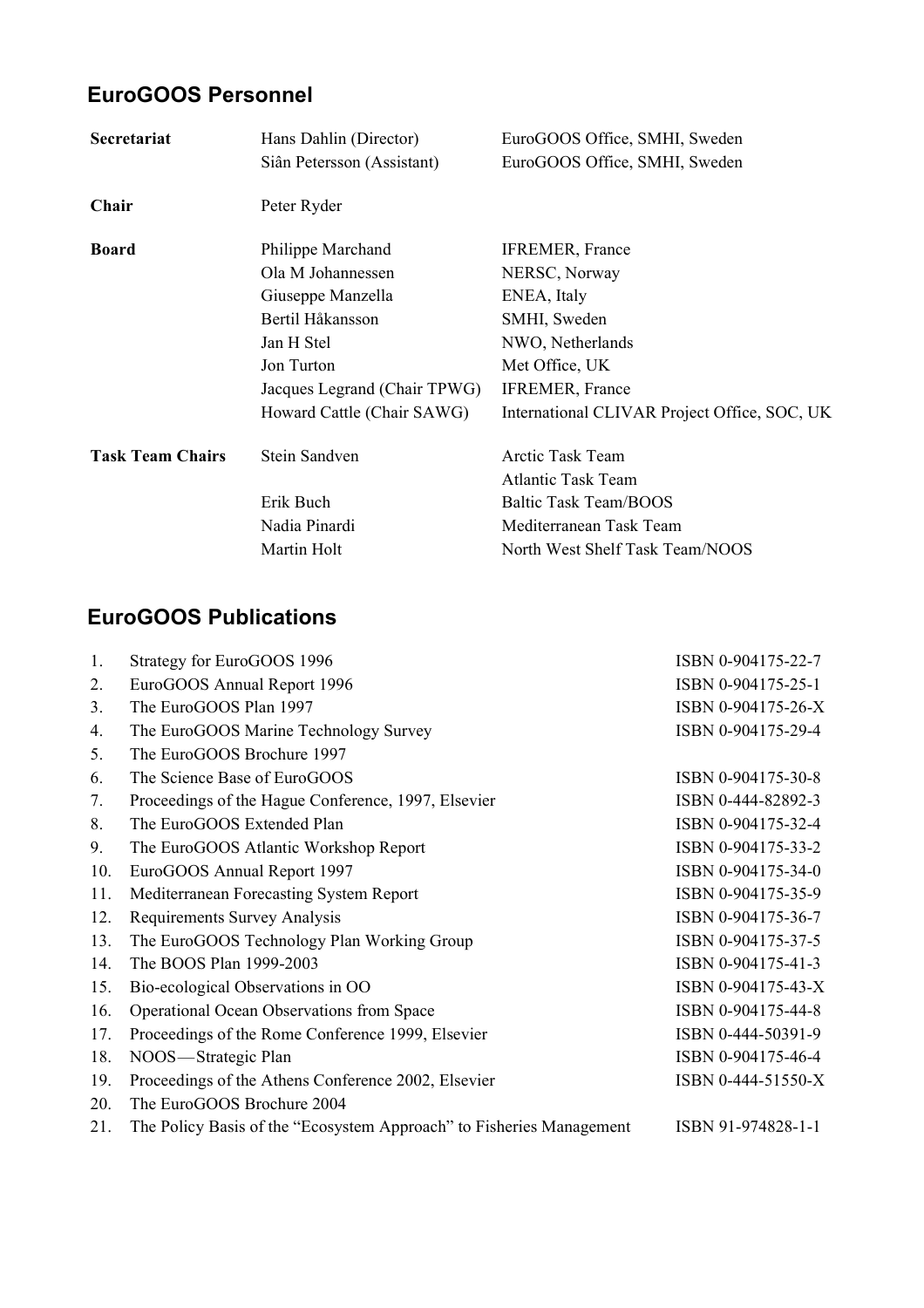## EuroGOOS Personnel

| | | |
|---|---|---|
| **Secretariat** | Hans Dahlin (Director) | EuroGOOS Office, SMHI, Sweden |
| | Siân Petersson (Assistant) | EuroGOOS Office, SMHI, Sweden |
| **Chair** | Peter Ryder | |
| **Board** | Philippe Marchand | IFREMER, France |
| | Ola M Johannessen | NERSC, Norway |
| | Giuseppe Manzella | ENEA, Italy |
| | Bertil Håkansson | SMHI, Sweden |
| | Jan H Stel | NWO, Netherlands |
| | Jon Turton | Met Office, UK |
| | Jacques Legrand (Chair TPWG) | IFREMER, France |
| | Howard Cattle (Chair SAWG) | International CLIVAR Project Office, SOC, UK |
| **Task Team Chairs** | Stein Sandven | Arctic Task Team |
| | | Atlantic Task Team |
| | Erik Buch | Baltic Task Team/BOOS |
| | Nadia Pinardi | Mediterranean Task Team |
| | Martin Holt | North West Shelf Task Team/NOOS |

## EuroGOOS Publications

| | | |
|---|---|---|
| 1. | Strategy for EuroGOOS 1996 | ISBN 0-904175-22-7 |
| 2. | EuroGOOS Annual Report 1996 | ISBN 0-904175-25-1 |
| 3. | The EuroGOOS Plan 1997 | ISBN 0-904175-26-X |
| 4. | The EuroGOOS Marine Technology Survey | ISBN 0-904175-29-4 |
| 5. | The EuroGOOS Brochure 1997 | |
| 6. | The Science Base of EuroGOOS | ISBN 0-904175-30-8 |
| 7. | Proceedings of the Hague Conference, 1997, Elsevier | ISBN 0-444-82892-3 |
| 8. | The EuroGOOS Extended Plan | ISBN 0-904175-32-4 |
| 9. | The EuroGOOS Atlantic Workshop Report | ISBN 0-904175-33-2 |
| 10. | EuroGOOS Annual Report 1997 | ISBN 0-904175-34-0 |
| 11. | Mediterranean Forecasting System Report | ISBN 0-904175-35-9 |
| 12. | Requirements Survey Analysis | ISBN 0-904175-36-7 |
| 13. | The EuroGOOS Technology Plan Working Group | ISBN 0-904175-37-5 |
| 14. | The BOOS Plan 1999-2003 | ISBN 0-904175-41-3 |
| 15. | Bio-ecological Observations in OO | ISBN 0-904175-43-X |
| 16. | Operational Ocean Observations from Space | ISBN 0-904175-44-8 |
| 17. | Proceedings of the Rome Conference 1999, Elsevier | ISBN 0-444-50391-9 |
| 18. | NOOS—Strategic Plan | ISBN 0-904175-46-4 |
| 19. | Proceedings of the Athens Conference 2002, Elsevier | ISBN 0-444-51550-X |
| 20. | The EuroGOOS Brochure 2004 | |
| 21. | The Policy Basis of the "Ecosystem Approach" to Fisheries Management | ISBN 91-974828-1-1 |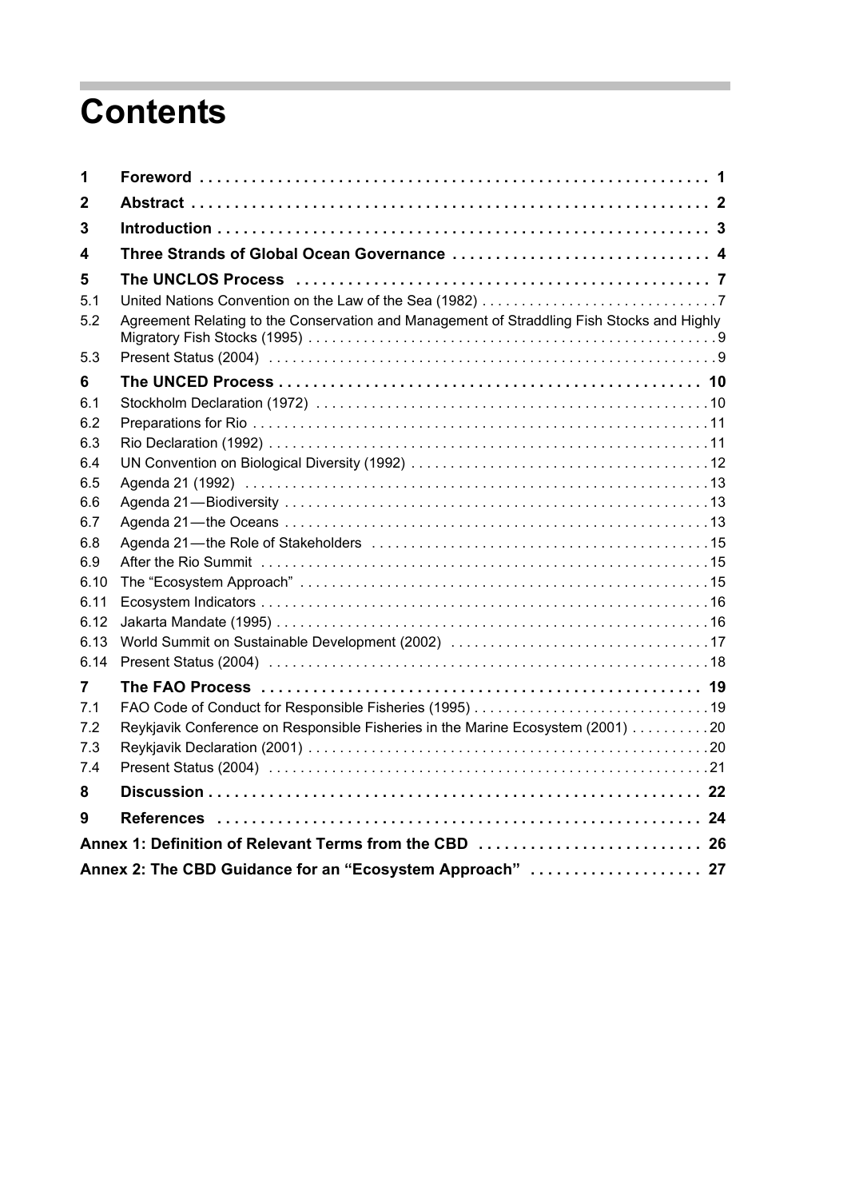# Contents

| | | |
|---|---|---|
| **1** | **Foreword** | **1** |
| **2** | **Abstract** | **2** |
| **3** | **Introduction** | **3** |
| **4** | **Three Strands of Global Ocean Governance** | **4** |
| **5** | **The UNCLOS Process** | **7** |
| 5.1 | United Nations Convention on the Law of the Sea (1982) | 7 |
| 5.2 | Agreement Relating to the Conservation and Management of Straddling Fish Stocks and Highly Migratory Fish Stocks (1995) | 9 |
| 5.3 | Present Status (2004) | 9 |
| **6** | **The UNCED Process** | **10** |
| 6.1 | Stockholm Declaration (1972) | 10 |
| 6.2 | Preparations for Rio | 11 |
| 6.3 | Rio Declaration (1992) | 11 |
| 6.4 | UN Convention on Biological Diversity (1992) | 12 |
| 6.5 | Agenda 21 (1992) | 13 |
| 6.6 | Agenda 21—Biodiversity | 13 |
| 6.7 | Agenda 21—the Oceans | 13 |
| 6.8 | Agenda 21—the Role of Stakeholders | 15 |
| 6.9 | After the Rio Summit | 15 |
| 6.10 | The "Ecosystem Approach" | 15 |
| 6.11 | Ecosystem Indicators | 16 |
| 6.12 | Jakarta Mandate (1995) | 16 |
| 6.13 | World Summit on Sustainable Development (2002) | 17 |
| 6.14 | Present Status (2004) | 18 |
| **7** | **The FAO Process** | **19** |
| 7.1 | FAO Code of Conduct for Responsible Fisheries (1995) | 19 |
| 7.2 | Reykjavik Conference on Responsible Fisheries in the Marine Ecosystem (2001) | 20 |
| 7.3 | Reykjavik Declaration (2001) | 20 |
| 7.4 | Present Status (2004) | 21 |
| **8** | **Discussion** | **22** |
| **9** | **References** | **24** |
| | **Annex 1: Definition of Relevant Terms from the CBD** | **26** |
| | **Annex 2: The CBD Guidance for an "Ecosystem Approach"** | **27** |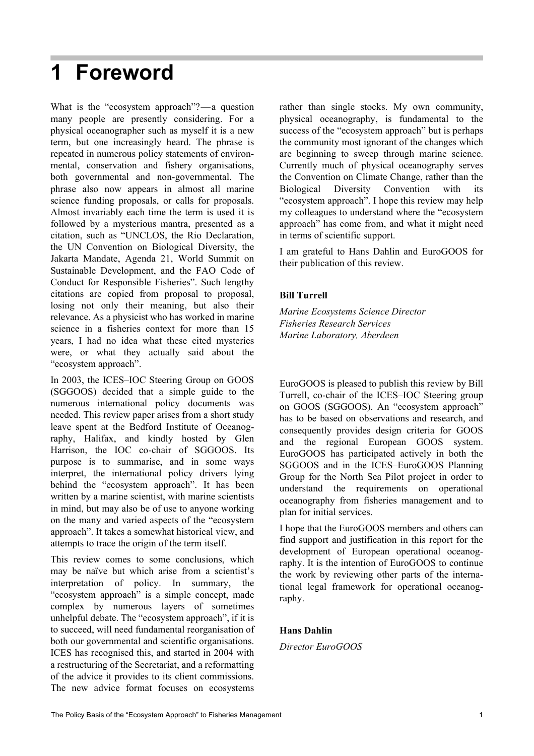# 1 Foreword

What is the "ecosystem approach"?— a question many people are presently considering. For a physical oceanographer such as myself it is a new term, but one increasingly heard. The phrase is repeated in numerous policy statements of environmental, conservation and fishery organisations, both governmental and non-governmental. The phrase also now appears in almost all marine science funding proposals, or calls for proposals. Almost invariably each time the term is used it is followed by a mysterious mantra, presented as a citation, such as "UNCLOS, the Rio Declaration, the UN Convention on Biological Diversity, the Jakarta Mandate, Agenda 21, World Summit on Sustainable Development, and the FAO Code of Conduct for Responsible Fisheries". Such lengthy citations are copied from proposal to proposal, losing not only their meaning, but also their relevance. As a physicist who has worked in marine science in a fisheries context for more than 15 years, I had no idea what these cited mysteries were, or what they actually said about the "ecosystem approach".

In 2003, the ICES–IOC Steering Group on GOOS (SGGOOS) decided that a simple guide to the numerous international policy documents was needed. This review paper arises from a short study leave spent at the Bedford Institute of Oceanography, Halifax, and kindly hosted by Glen Harrison, the IOC co-chair of SGGOOS. Its purpose is to summarise, and in some ways interpret, the international policy drivers lying behind the "ecosystem approach". It has been written by a marine scientist, with marine scientists in mind, but may also be of use to anyone working on the many and varied aspects of the "ecosystem approach". It takes a somewhat historical view, and attempts to trace the origin of the term itself.

This review comes to some conclusions, which may be naïve but which arise from a scientist's interpretation of policy. In summary, the "ecosystem approach" is a simple concept, made complex by numerous layers of sometimes unhelpful debate. The "ecosystem approach", if it is to succeed, will need fundamental reorganisation of both our governmental and scientific organisations. ICES has recognised this, and started in 2004 with a restructuring of the Secretariat, and a reformatting of the advice it provides to its client commissions. The new advice format focuses on ecosystems rather than single stocks. My own community, physical oceanography, is fundamental to the success of the "ecosystem approach" but is perhaps the community most ignorant of the changes which are beginning to sweep through marine science. Currently much of physical oceanography serves the Convention on Climate Change, rather than the Biological Diversity Convention with its "ecosystem approach". I hope this review may help my colleagues to understand where the "ecosystem approach" has come from, and what it might need in terms of scientific support.

I am grateful to Hans Dahlin and EuroGOOS for their publication of this review.

**Bill Turrell**

*Marine Ecosystems Science Director*
*Fisheries Research Services*
*Marine Laboratory, Aberdeen*

EuroGOOS is pleased to publish this review by Bill Turrell, co-chair of the ICES–IOC Steering group on GOOS (SGGOOS). An "ecosystem approach" has to be based on observations and research, and consequently provides design criteria for GOOS and the regional European GOOS system. EuroGOOS has participated actively in both the SGGOOS and in the ICES–EuroGOOS Planning Group for the North Sea Pilot project in order to understand the requirements on operational oceanography from fisheries management and to plan for initial services.

I hope that the EuroGOOS members and others can find support and justification in this report for the development of European operational oceanography. It is the intention of EuroGOOS to continue the work by reviewing other parts of the international legal framework for operational oceanography.

**Hans Dahlin**

*Director EuroGOOS*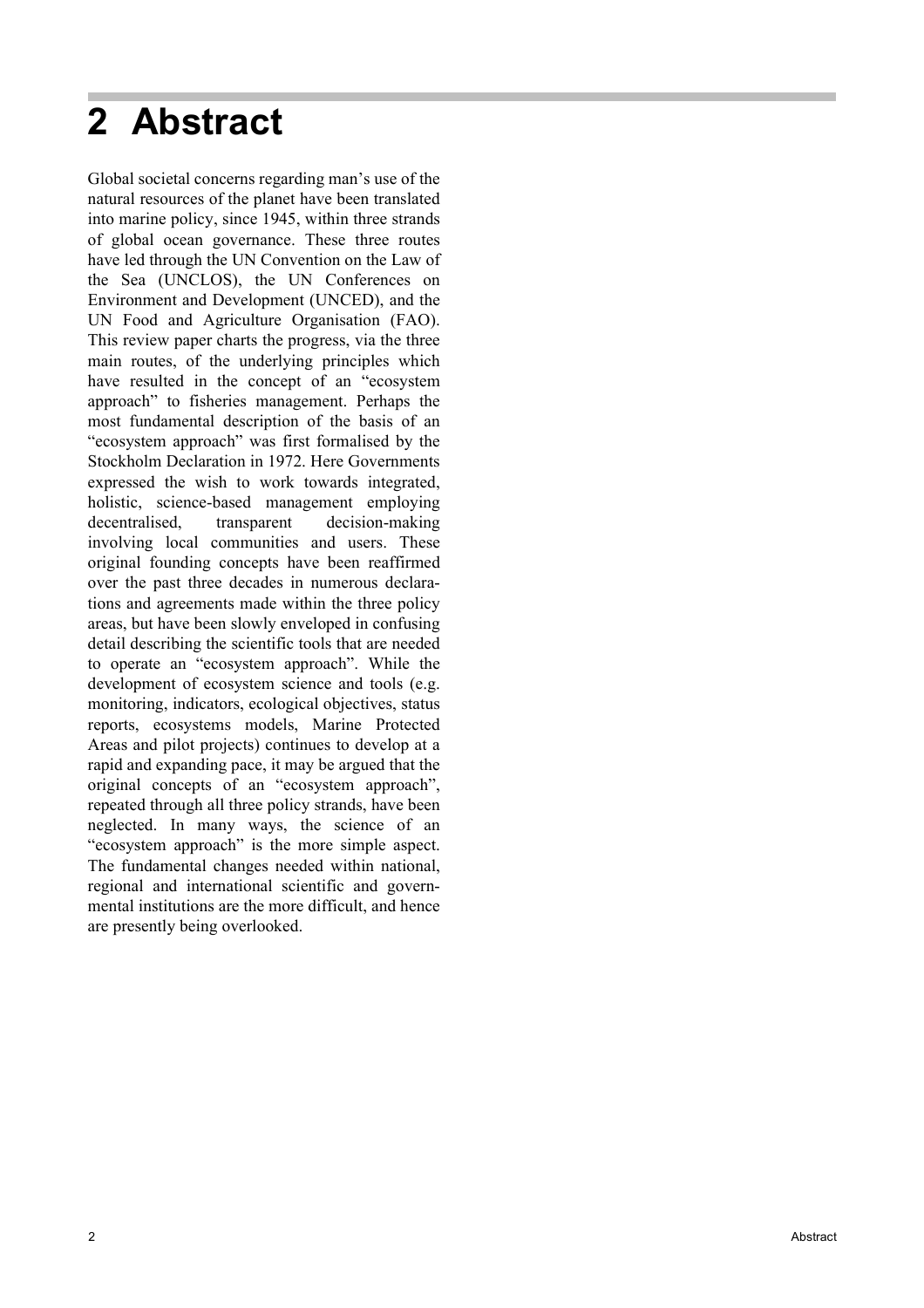# 2 Abstract

Global societal concerns regarding man's use of the natural resources of the planet have been translated into marine policy, since 1945, within three strands of global ocean governance. These three routes have led through the UN Convention on the Law of the Sea (UNCLOS), the UN Conferences on Environment and Development (UNCED), and the UN Food and Agriculture Organisation (FAO). This review paper charts the progress, via the three main routes, of the underlying principles which have resulted in the concept of an "ecosystem approach" to fisheries management. Perhaps the most fundamental description of the basis of an "ecosystem approach" was first formalised by the Stockholm Declaration in 1972. Here Governments expressed the wish to work towards integrated, holistic, science-based management employing decentralised, transparent decision-making involving local communities and users. These original founding concepts have been reaffirmed over the past three decades in numerous declarations and agreements made within the three policy areas, but have been slowly enveloped in confusing detail describing the scientific tools that are needed to operate an "ecosystem approach". While the development of ecosystem science and tools (e.g. monitoring, indicators, ecological objectives, status reports, ecosystems models, Marine Protected Areas and pilot projects) continues to develop at a rapid and expanding pace, it may be argued that the original concepts of an "ecosystem approach", repeated through all three policy strands, have been neglected. In many ways, the science of an "ecosystem approach" is the more simple aspect. The fundamental changes needed within national, regional and international scientific and governmental institutions are the more difficult, and hence are presently being overlooked.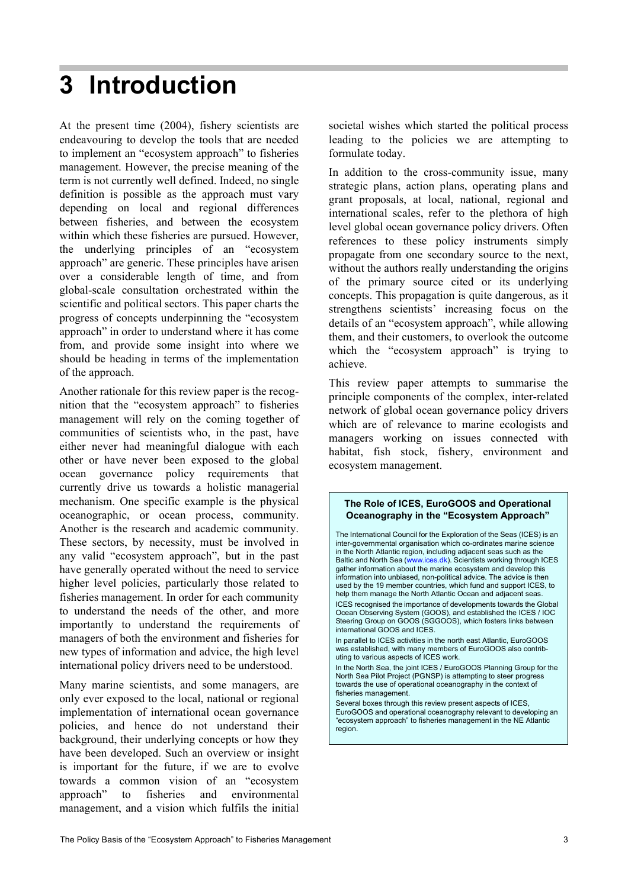# 3 Introduction

At the present time (2004), fishery scientists are endeavouring to develop the tools that are needed to implement an "ecosystem approach" to fisheries management. However, the precise meaning of the term is not currently well defined. Indeed, no single definition is possible as the approach must vary depending on local and regional differences between fisheries, and between the ecosystem within which these fisheries are pursued. However, the underlying principles of an "ecosystem approach" are generic. These principles have arisen over a considerable length of time, and from global-scale consultation orchestrated within the scientific and political sectors. This paper charts the progress of concepts underpinning the "ecosystem approach" in order to understand where it has come from, and provide some insight into where we should be heading in terms of the implementation of the approach.

Another rationale for this review paper is the recognition that the "ecosystem approach" to fisheries management will rely on the coming together of communities of scientists who, in the past, have either never had meaningful dialogue with each other or have never been exposed to the global ocean governance policy requirements that currently drive us towards a holistic managerial mechanism. One specific example is the physical oceanographic, or ocean process, community. Another is the research and academic community. These sectors, by necessity, must be involved in any valid "ecosystem approach", but in the past have generally operated without the need to service higher level policies, particularly those related to fisheries management. In order for each community to understand the needs of the other, and more importantly to understand the requirements of managers of both the environment and fisheries for new types of information and advice, the high level international policy drivers need to be understood.

Many marine scientists, and some managers, are only ever exposed to the local, national or regional implementation of international ocean governance policies, and hence do not understand their background, their underlying concepts or how they have been developed. Such an overview or insight is important for the future, if we are to evolve towards a common vision of an "ecosystem approach" to fisheries and environmental management, and a vision which fulfils the initial societal wishes which started the political process leading to the policies we are attempting to formulate today.

In addition to the cross-community issue, many strategic plans, action plans, operating plans and grant proposals, at local, national, regional and international scales, refer to the plethora of high level global ocean governance policy drivers. Often references to these policy instruments simply propagate from one secondary source to the next, without the authors really understanding the origins of the primary source cited or its underlying concepts. This propagation is quite dangerous, as it strengthens scientists' increasing focus on the details of an "ecosystem approach", while allowing them, and their customers, to overlook the outcome which the "ecosystem approach" is trying to achieve.

This review paper attempts to summarise the principle components of the complex, inter-related network of global ocean governance policy drivers which are of relevance to marine ecologists and managers working on issues connected with habitat, fish stock, fishery, environment and ecosystem management.

**The Role of ICES, EuroGOOS and Operational Oceanography in the "Ecosystem Approach"**

The International Council for the Exploration of the Seas (ICES) is an inter-governmental organisation which co-ordinates marine science in the North Atlantic region, including adjacent seas such as the Baltic and North Sea (www.ices.dk). Scientists working through ICES gather information about the marine ecosystem and develop this information into unbiased, non-political advice. The advice is then used by the 19 member countries, which fund and support ICES, to help them manage the North Atlantic Ocean and adjacent seas.

ICES recognised the importance of developments towards the Global Ocean Observing System (GOOS), and established the ICES / IOC Steering Group on GOOS (SGGOOS), which fosters links between international GOOS and ICES.

In parallel to ICES activities in the north east Atlantic, EuroGOOS was established, with many members of EuroGOOS also contributing to various aspects of ICES work.

In the North Sea, the joint ICES / EuroGOOS Planning Group for the North Sea Pilot Project (PGNSP) is attempting to steer progress towards the use of operational oceanography in the context of fisheries management.

Several boxes through this review present aspects of ICES, EuroGOOS and operational oceanography relevant to developing an "ecosystem approach" to fisheries management in the NE Atlantic region.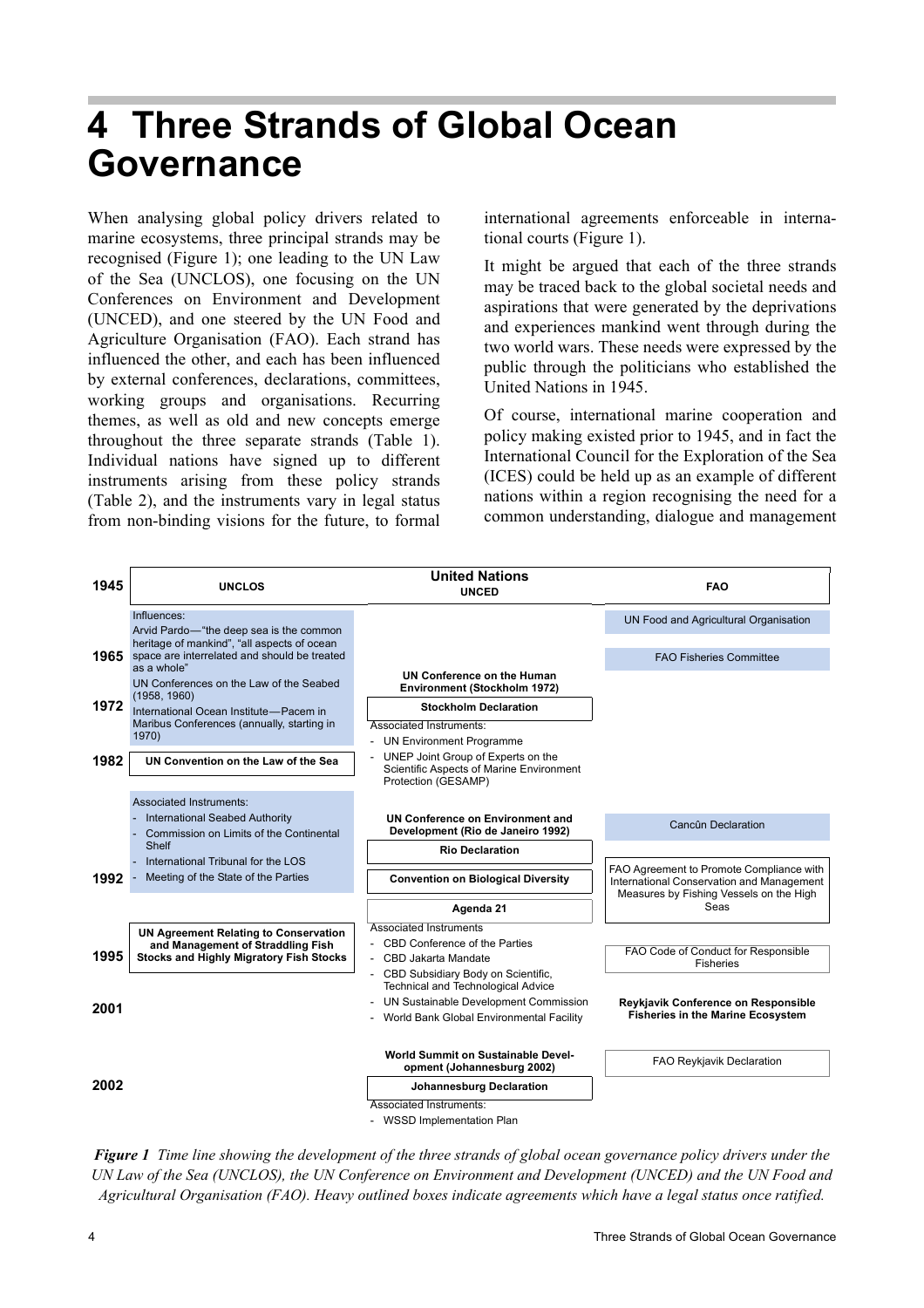# 4 Three Strands of Global Ocean Governance

When analysing global policy drivers related to marine ecosystems, three principal strands may be recognised (Figure 1); one leading to the UN Law of the Sea (UNCLOS), one focusing on the UN Conferences on Environment and Development (UNCED), and one steered by the UN Food and Agriculture Organisation (FAO). Each strand has influenced the other, and each has been influenced by external conferences, declarations, committees, working groups and organisations. Recurring themes, as well as old and new concepts emerge throughout the three separate strands (Table 1). Individual nations have signed up to different instruments arising from these policy strands (Table 2), and the instruments vary in legal status from non-binding visions for the future, to formal international agreements enforceable in international courts (Figure 1).

It might be argued that each of the three strands may be traced back to the global societal needs and aspirations that were generated by the deprivations and experiences mankind went through during the two world wars. These needs were expressed by the public through the politicians who established the United Nations in 1945.

Of course, international marine cooperation and policy making existed prior to 1945, and in fact the International Council for the Exploration of the Sea (ICES) could be held up as an example of different nations within a region recognising the need for a common understanding, dialogue and management

| Year | UNCLOS | United Nations<br>UNCED | FAO |
|---|---|---|---|
| 1945 | | | UN Food and Agricultural Organisation |
| 1965 | Influences:<br>Arvid Pardo—"the deep sea is the common heritage of mankind", "all aspects of ocean space are interrelated and should be treated as a whole"<br>UN Conferences on the Law of the Seabed (1958, 1960)<br>International Ocean Institute—Pacem in Maribus Conferences (annually, starting in 1970) | | FAO Fisheries Committee |
| 1972 | | **UN Conference on the Human Environment (Stockholm 1972)**<br>**Stockholm Declaration**<br>Associated Instruments:<br>- UN Environment Programme<br>- UNEP Joint Group of Experts on the Scientific Aspects of Marine Environment Protection (GESAMP) | |
| 1982 | **UN Convention on the Law of the Sea** | | |
| 1992 | Associated Instruments:<br>- International Seabed Authority<br>- Commission on Limits of the Continental Shelf<br>- International Tribunal for the LOS<br>- Meeting of the State of the Parties | **UN Conference on Environment and Development (Rio de Janeiro 1992)**<br>**Rio Declaration**<br>**Convention on Biological Diversity**<br>**Agenda 21** | Cancûn Declaration<br>FAO Agreement to Promote Compliance with International Conservation and Management Measures by Fishing Vessels on the High Seas |
| 1995 | **UN Agreement Relating to Conservation and Management of Straddling Fish Stocks and Highly Migratory Fish Stocks** | Associated Instruments<br>- CBD Conference of the Parties<br>- CBD Jakarta Mandate<br>- CBD Subsidiary Body on Scientific, Technical and Technological Advice<br>- UN Sustainable Development Commission<br>- World Bank Global Environmental Facility | FAO Code of Conduct for Responsible Fisheries |
| 2001 | | | **Reykjavik Conference on Responsible Fisheries in the Marine Ecosystem**<br>FAO Reykjavik Declaration |
| 2002 | | **World Summit on Sustainable Development (Johannesburg 2002)**<br>**Johannesburg Declaration**<br>Associated Instruments:<br>- WSSD Implementation Plan | |

*Figure 1 Time line showing the development of the three strands of global ocean governance policy drivers under the UN Law of the Sea (UNCLOS), the UN Conference on Environment and Development (UNCED) and the UN Food and Agricultural Organisation (FAO). Heavy outlined boxes indicate agreements which have a legal status once ratified.*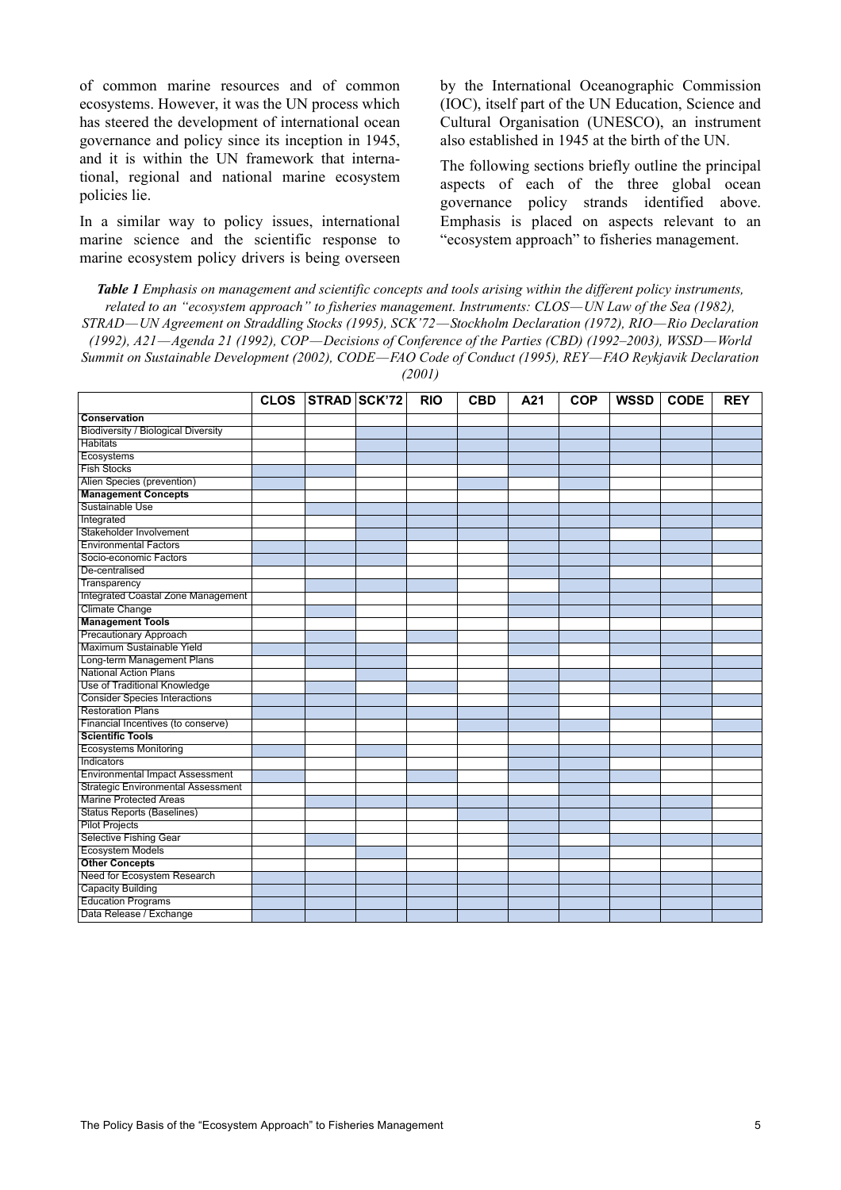of common marine resources and of common ecosystems. However, it was the UN process which has steered the development of international ocean governance and policy since its inception in 1945, and it is within the UN framework that international, regional and national marine ecosystem policies lie.

In a similar way to policy issues, international marine science and the scientific response to marine ecosystem policy drivers is being overseen by the International Oceanographic Commission (IOC), itself part of the UN Education, Science and Cultural Organisation (UNESCO), an instrument also established in 1945 at the birth of the UN.

The following sections briefly outline the principal aspects of each of the three global ocean governance policy strands identified above. Emphasis is placed on aspects relevant to an "ecosystem approach" to fisheries management.

***Table 1*** *Emphasis on management and scientific concepts and tools arising within the different policy instruments, related to an "ecosystem approach" to fisheries management. Instruments: CLOS—UN Law of the Sea (1982), STRAD—UN Agreement on Straddling Stocks (1995), SCK'72—Stockholm Declaration (1972), RIO—Rio Declaration (1992), A21—Agenda 21 (1992), COP—Decisions of Conference of the Parties (CBD) (1992–2003), WSSD—World Summit on Sustainable Development (2002), CODE—FAO Code of Conduct (1995), REY—FAO Reykjavik Declaration (2001)*

| | CLOS | STRAD | SCK'72 | RIO | CBD | A21 | COP | WSSD | CODE | REY |
|---|---|---|---|---|---|---|---|---|---|---|
| **Conservation** | | | | | | | | | | |
| Biodiversity / Biological Diversity | | | ■ | ■ | ■ | ■ | ■ | ■ | ■ | ■ |
| Habitats | | | ■ | ■ | ■ | ■ | ■ | ■ | ■ | ■ |
| Ecosystems | | | ■ | ■ | ■ | ■ | ■ | ■ | ■ | ■ |
| Fish Stocks | ■ | ■ | | | | ■ | ■ | | | |
| Alien Species (prevention) | ■ | | | | ■ | | ■ | | | |
| **Management Concepts** | | | | | | | | | | |
| Sustainable Use | | ■ | ■ | ■ | ■ | ■ | ■ | ■ | ■ | ■ |
| Integrated | | | ■ | ■ | ■ | ■ | ■ | ■ | ■ | ■ |
| Stakeholder Involvement | | | ■ | ■ | ■ | ■ | ■ | | ■ | |
| Environmental Factors | ■ | ■ | ■ | | | ■ | ■ | ■ | ■ | ■ |
| Socio-economic Factors | ■ | ■ | ■ | | | ■ | ■ | ■ | ■ | |
| De-centralised | | | | | | ■ | ■ | | | |
| Transparency | | ■ | ■ | ■ | | | ■ | ■ | ■ | ■ |
| Integrated Coastal Zone Management | | | | | | ■ | ■ | ■ | ■ | |
| Climate Change | | ■ | | | | ■ | ■ | ■ | ■ | ■ |
| **Management Tools** | | | | | | | | | | |
| Precautionary Approach | | ■ | | ■ | | ■ | ■ | ■ | ■ | ■ |
| Maximum Sustainable Yield | ■ | ■ | ■ | | | ■ | | ■ | ■ | ■ |
| Long-term Management Plans | | ■ | ■ | | | | | | ■ | ■ |
| National Action Plans | | | ■ | | | ■ | ■ | ■ | ■ | ■ |
| Use of Traditional Knowledge | | ■ | | ■ | | ■ | | ■ | ■ | |
| Consider Species Interactions | ■ | ■ | ■ | | | ■ | | ■ | ■ | ■ |
| Restoration Plans | ■ | ■ | ■ | ■ | ■ | ■ | ■ | ■ | ■ | |
| Financial Incentives (to conserve) | | | | | ■ | ■ | ■ | | | ■ |
| **Scientific Tools** | | | | | | | | | | |
| Ecosystems Monitoring | ■ | | ■ | | | ■ | ■ | ■ | ■ | ■ |
| Indicators | | | | | | ■ | ■ | | | |
| Environmental Impact Assessment | ■ | | | ■ | | ■ | ■ | ■ | | |
| Strategic Environmental Assessment | | | | | | | ■ | | | |
| Marine Protected Areas | | ■ | ■ | ■ | ■ | ■ | ■ | ■ | ■ | |
| Status Reports (Baselines) | | | | | ■ | ■ | ■ | ■ | ■ | |
| Pilot Projects | | | | | | ■ | ■ | | | |
| Selective Fishing Gear | | ■ | | | | ■ | | ■ | ■ | ■ |
| Ecosystem Models | | | ■ | | | ■ | ■ | | | |
| **Other Concepts** | | | | | | | | | | |
| Need for Ecosystem Research | ■ | ■ | ■ | ■ | ■ | ■ | ■ | ■ | ■ | ■ |
| Capacity Building | ■ | ■ | ■ | ■ | ■ | ■ | ■ | ■ | ■ | ■ |
| Education Programs | ■ | ■ | ■ | ■ | ■ | ■ | ■ | ■ | ■ | ■ |
| Data Release / Exchange | ■ | ■ | ■ | ■ | ■ | ■ | ■ | ■ | ■ | ■ |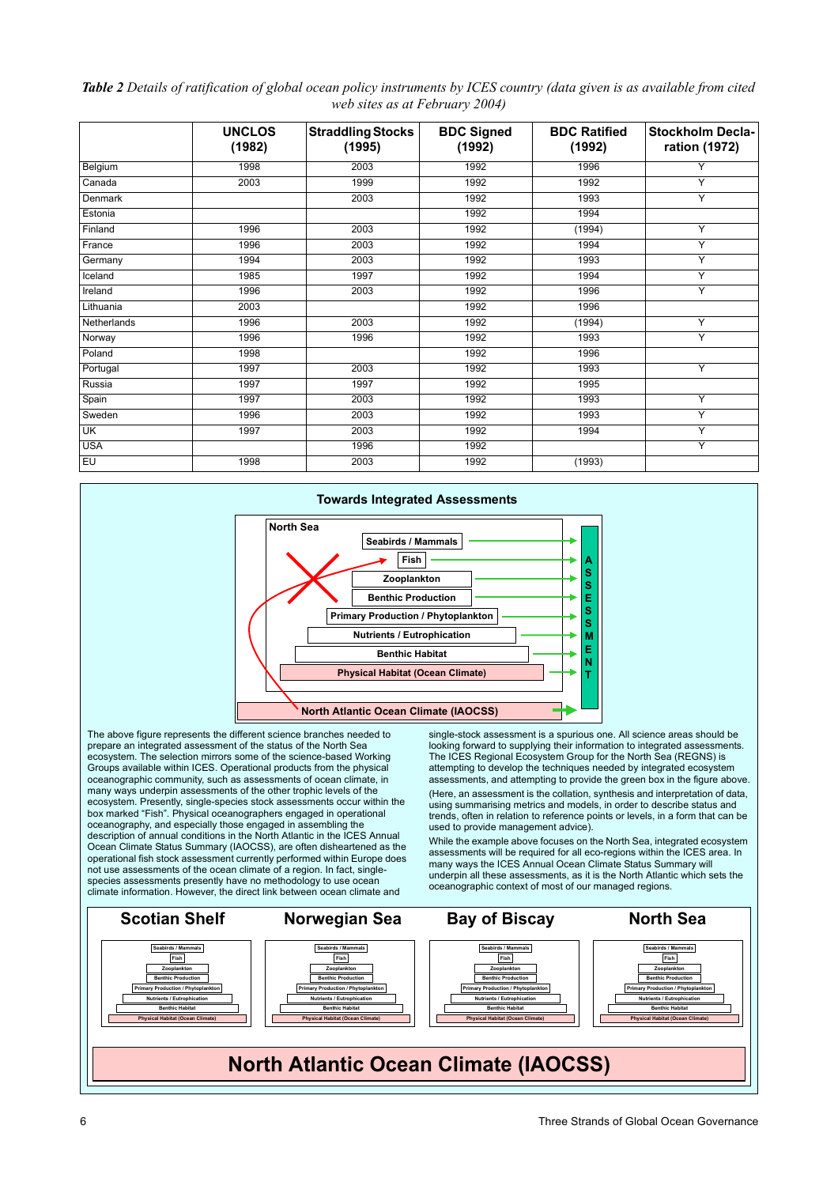***Table 2*** *Details of ratification of global ocean policy instruments by ICES country (data given is as available from cited web sites as at February 2004)*

| | UNCLOS (1982) | Straddling Stocks (1995) | BDC Signed (1992) | BDC Ratified (1992) | Stockholm Declaration (1972) |
|---|---|---|---|---|---|
| Belgium | 1998 | 2003 | 1992 | 1996 | Y |
| Canada | 2003 | 1999 | 1992 | 1992 | Y |
| Denmark | | 2003 | 1992 | 1993 | Y |
| Estonia | | | 1992 | 1994 | |
| Finland | 1996 | 2003 | 1992 | (1994) | Y |
| France | 1996 | 2003 | 1992 | 1994 | Y |
| Germany | 1994 | 2003 | 1992 | 1993 | Y |
| Iceland | 1985 | 1997 | 1992 | 1994 | Y |
| Ireland | 1996 | 2003 | 1992 | 1996 | Y |
| Lithuania | 2003 | | 1992 | 1996 | |
| Netherlands | 1996 | 2003 | 1992 | (1994) | Y |
| Norway | 1996 | 1996 | 1992 | 1993 | Y |
| Poland | 1998 | | 1992 | 1996 | |
| Portugal | 1997 | 2003 | 1992 | 1993 | Y |
| Russia | 1997 | 1997 | 1992 | 1995 | |
| Spain | 1997 | 2003 | 1992 | 1993 | Y |
| Sweden | 1996 | 2003 | 1992 | 1993 | Y |
| UK | 1997 | 2003 | 1992 | 1994 | Y |
| USA | | 1996 | 1992 | | Y |
| EU | 1998 | 2003 | 1992 | (1993) | |

**Towards Integrated Assessments**

North Sea: Seabirds / Mammals; Fish; Zooplankton; Benthic Production; Primary Production / Phytoplankton; Nutrients / Eutrophication; Benthic Habitat; Physical Habitat (Ocean Climate) → ASSESSMENT

North Atlantic Ocean Climate (IAOCSS)

The above figure represents the different science branches needed to prepare an integrated assessment of the status of the North Sea ecosystem. The selection mirrors some of the science-based Working Groups available within ICES. Operational products from the physical oceanographic community, such as assessments of ocean climate, in many ways underpin assessments of the other trophic levels of the ecosystem. Presently, single-species stock assessments occur within the box marked "Fish". Physical oceanographers engaged in operational oceanography, and especially those engaged in assembling the description of annual conditions in the North Atlantic in the ICES Annual Ocean Climate Status Summary (IAOCSS), are often disheartened as the operational fish stock assessment currently performed within Europe does not use assessments of the ocean climate of a region. In fact, single-species assessments presently have no methodology to use ocean climate information. However, the direct link between ocean climate and single-stock assessment is a spurious one. All science areas should be looking forward to supplying their information to integrated assessments. The ICES Regional Ecosystem Group for the North Sea (REGNS) is attempting to develop the techniques needed by integrated ecosystem assessments, and attempting to provide the green box in the figure above.

(Here, an assessment is the collation, synthesis and interpretation of data, using summarising metrics and models, in order to describe status and trends, often in relation to reference points or levels, in a form that can be used to provide management advice).

While the example above focuses on the North Sea, integrated ecosystem assessments will be required for all eco-regions within the ICES area. In many ways the ICES Annual Ocean Climate Status Summary will underpin all these assessments, as it is the North Atlantic which sets the oceanographic context of most of our managed regions.

**Scotian Shelf** | **Norwegian Sea** | **Bay of Biscay** | **North Sea**

(Each: Seabirds / Mammals; Fish; Zooplankton; Benthic Production; Primary Production / Phytoplankton; Nutrients / Eutrophication; Benthic Habitat; Physical Habitat (Ocean Climate))

**North Atlantic Ocean Climate (IAOCSS)**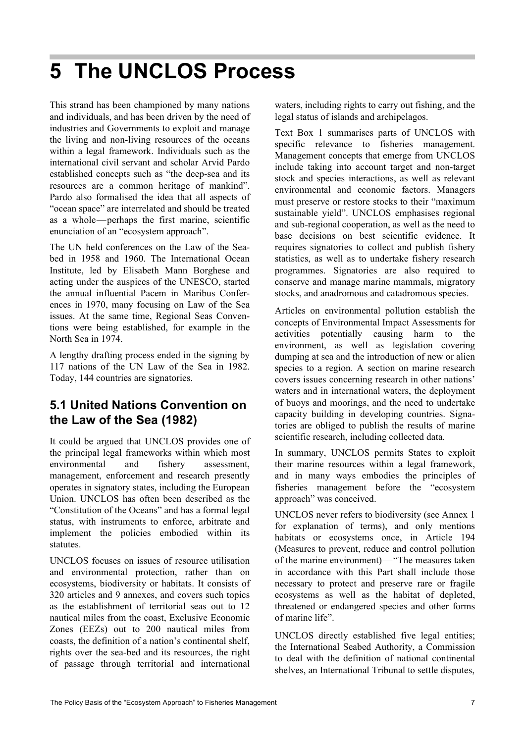# 5 The UNCLOS Process

This strand has been championed by many nations and individuals, and has been driven by the need of industries and Governments to exploit and manage the living and non-living resources of the oceans within a legal framework. Individuals such as the international civil servant and scholar Arvid Pardo established concepts such as "the deep-sea and its resources are a common heritage of mankind". Pardo also formalised the idea that all aspects of "ocean space" are interrelated and should be treated as a whole—perhaps the first marine, scientific enunciation of an "ecosystem approach".

The UN held conferences on the Law of the Sea-bed in 1958 and 1960. The International Ocean Institute, led by Elisabeth Mann Borghese and acting under the auspices of the UNESCO, started the annual influential Pacem in Maribus Conferences in 1970, many focusing on Law of the Sea issues. At the same time, Regional Seas Conventions were being established, for example in the North Sea in 1974.

A lengthy drafting process ended in the signing by 117 nations of the UN Law of the Sea in 1982. Today, 144 countries are signatories.

## 5.1 United Nations Convention on the Law of the Sea (1982)

It could be argued that UNCLOS provides one of the principal legal frameworks within which most environmental and fishery assessment, management, enforcement and research presently operates in signatory states, including the European Union. UNCLOS has often been described as the "Constitution of the Oceans" and has a formal legal status, with instruments to enforce, arbitrate and implement the policies embodied within its statutes.

UNCLOS focuses on issues of resource utilisation and environmental protection, rather than on ecosystems, biodiversity or habitats. It consists of 320 articles and 9 annexes, and covers such topics as the establishment of territorial seas out to 12 nautical miles from the coast, Exclusive Economic Zones (EEZs) out to 200 nautical miles from coasts, the definition of a nation's continental shelf, rights over the sea-bed and its resources, the right of passage through territorial and international waters, including rights to carry out fishing, and the legal status of islands and archipelagos.

Text Box 1 summarises parts of UNCLOS with specific relevance to fisheries management. Management concepts that emerge from UNCLOS include taking into account target and non-target stock and species interactions, as well as relevant environmental and economic factors. Managers must preserve or restore stocks to their "maximum sustainable yield". UNCLOS emphasises regional and sub-regional cooperation, as well as the need to base decisions on best scientific evidence. It requires signatories to collect and publish fishery statistics, as well as to undertake fishery research programmes. Signatories are also required to conserve and manage marine mammals, migratory stocks, and anadromous and catadromous species.

Articles on environmental pollution establish the concepts of Environmental Impact Assessments for activities potentially causing harm to the environment, as well as legislation covering dumping at sea and the introduction of new or alien species to a region. A section on marine research covers issues concerning research in other nations' waters and in international waters, the deployment of buoys and moorings, and the need to undertake capacity building in developing countries. Signatories are obliged to publish the results of marine scientific research, including collected data.

In summary, UNCLOS permits States to exploit their marine resources within a legal framework, and in many ways embodies the principles of fisheries management before the "ecosystem approach" was conceived.

UNCLOS never refers to biodiversity (see Annex 1 for explanation of terms), and only mentions habitats or ecosystems once, in Article 194 (Measures to prevent, reduce and control pollution of the marine environment)—"The measures taken in accordance with this Part shall include those necessary to protect and preserve rare or fragile ecosystems as well as the habitat of depleted, threatened or endangered species and other forms of marine life".

UNCLOS directly established five legal entities; the International Seabed Authority, a Commission to deal with the definition of national continental shelves, an International Tribunal to settle disputes,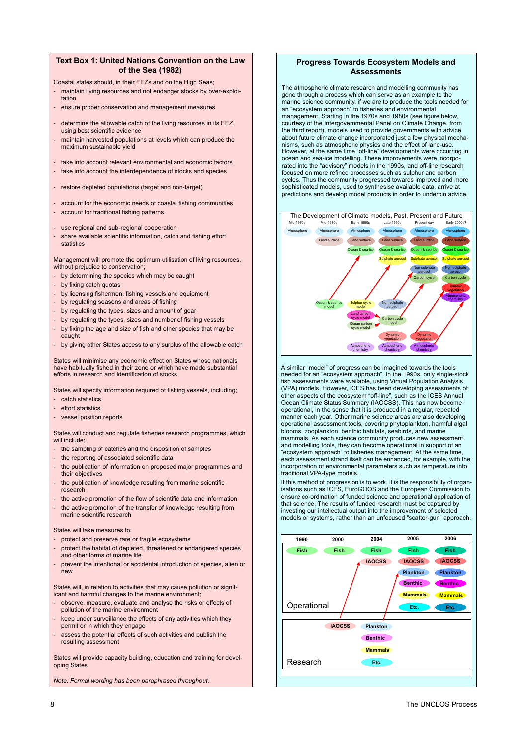## Text Box 1: United Nations Convention on the Law of the Sea (1982)

Coastal states should, in their EEZs and on the High Seas;

- maintain living resources and not endanger stocks by over-exploitation
- ensure proper conservation and management measures
- determine the allowable catch of the living resources in its EEZ, using best scientific evidence
- maintain harvested populations at levels which can produce the maximum sustainable yield
- take into account relevant environmental and economic factors
- take into account the interdependence of stocks and species
- restore depleted populations (target and non-target)
- account for the economic needs of coastal fishing communities
- account for traditional fishing patterns
- use regional and sub-regional cooperation
- share available scientific information, catch and fishing effort statistics

Management will promote the optimum utilisation of living resources, without prejudice to conservation;

- by determining the species which may be caught
- by fixing catch quotas
- by licensing fishermen, fishing vessels and equipment
- by regulating seasons and areas of fishing
- by regulating the types, sizes and amount of gear
- by regulating the types, sizes and number of fishing vessels
- by fixing the age and size of fish and other species that may be caught
- by giving other States access to any surplus of the allowable catch

States will minimise any economic effect on States whose nationals have habitually fished in their zone or which have made substantial efforts in research and identification of stocks

States will specify information required of fishing vessels, including;

- catch statistics
- effort statistics
- vessel position reports

States will conduct and regulate fisheries research programmes, which will include;

- the sampling of catches and the disposition of samples
- the reporting of associated scientific data
- the publication of information on proposed major programmes and their objectives
- the publication of knowledge resulting from marine scientific research
- the active promotion of the flow of scientific data and information
- the active promotion of the transfer of knowledge resulting from marine scientific research

States will take measures to;

- protect and preserve rare or fragile ecosystems
- protect the habitat of depleted, threatened or endangered species and other forms of marine life
- prevent the intentional or accidental introduction of species, alien or new

States will, in relation to activities that may cause pollution or significant and harmful changes to the marine environment;

- observe, measure, evaluate and analyse the risks or effects of pollution of the marine environment
- keep under surveillance the effects of any activities which they permit or in which they engage
- assess the potential effects of such activities and publish the resulting assessment

States will provide capacity building, education and training for developing States

*Note: Formal wording has been paraphrased throughout.*

## Progress Towards Ecosystem Models and Assessments

The atmospheric climate research and modelling community has gone through a process which can serve as an example to the marine science community, if we are to produce the tools needed for an "ecosystem approach" to fisheries and environmental management. Starting in the 1970s and 1980s (see figure below, courtesy of the Intergovernmental Panel on Climate Change, from the third report), models used to provide governments with advice about future climate change incorporated just a few physical mechanisms, such as atmospheric physics and the effect of land-use. However, at the same time "off-line" developments were occurring in ocean and sea-ice modelling. These improvements were incorporated into the "advisory" models in the 1990s, and off-line research focused on more refined processes such as sulphur and carbon cycles. Thus the community progressed towards improved and more sophisticated models, used to synthesise available data, arrive at predictions and develop model products in order to underpin advice.

The Development of Climate models, Past, Present and Future

| Mid-1970s | Mid-1980s | Early 1990s | Late 1990s | Present day | Early 2000s? |
|---|---|---|---|---|---|
| Atmosphere | Atmosphere | Atmosphere | Atmosphere | Atmosphere | Atmosphere |
| | Land surface | Land surface | Land surface | Land surface | Land surface |
| | | Ocean & sea-ice | Ocean & sea-ice | Ocean & sea-ice | Ocean & sea-ice |
| | | | Sulphate aerosol | Sulphate aerosol | Sulphate aerosol |
| | | | | Non-sulphate aerosol | Non-sulphate aerosol |
| | | | | Carbon cycle | Carbon cycle |
| | | | | | Dynamic vegetation |
| | | | | | Atmospheric chemistry |

Off-line research: Ocean & sea-ice model; Sulphur cycle model; Non-sulphate aerosol; Land carbon cycle model; Ocean carbon cycle model; Carbon cycle model; Dynamic vegetation; Atmospheric chemistry.

A similar "model" of progress can be imagined towards the tools needed for an "ecosystem approach". In the 1990s, only single-stock fish assessments were available, using Virtual Population Analysis (VPA) models. However, ICES has been developing assessments of other aspects of the ecosystem "off-line", such as the ICES Annual Ocean Climate Status Summary (IAOCSS). This has now become operational, in the sense that it is produced in a regular, repeated manner each year. Other marine science areas are also developing operational assessment tools, covering phytoplankton, harmful algal blooms, zooplankton, benthic habitats, seabirds, and marine mammals. As each science community produces new assessment and modelling tools, they can become operational in support of an "ecosystem approach" to fisheries management. At the same time, each assessment strand itself can be enhanced, for example, with the incorporation of environmental parameters such as temperature into traditional VPA-type models.

If this method of progression is to work, it is the responsibility of organisations such as ICES, EuroGOOS and the European Commission to ensure co-ordination of funded science and operational application of that science. The results of funded research must be captured by investing our intellectual output into the improvement of selected models or systems, rather than an unfocused "scatter-gun" approach.

| | 1990 | 2000 | 2004 | 2005 | 2006 |
|---|---|---|---|---|---|
| Operational | Fish | Fish | Fish | Fish | Fish |
| | | | IAOCSS | IAOCSS | IAOCSS |
| | | | | Plankton | Plankton |
| | | | | Benthic | Benthic |
| | | | | Mammals | Mammals |
| | | | | Etc. | Etc. |
| Research | | IAOCSS | Plankton | | |
| | | | Benthic | | |
| | | | Mammals | | |
| | | | Etc. | | |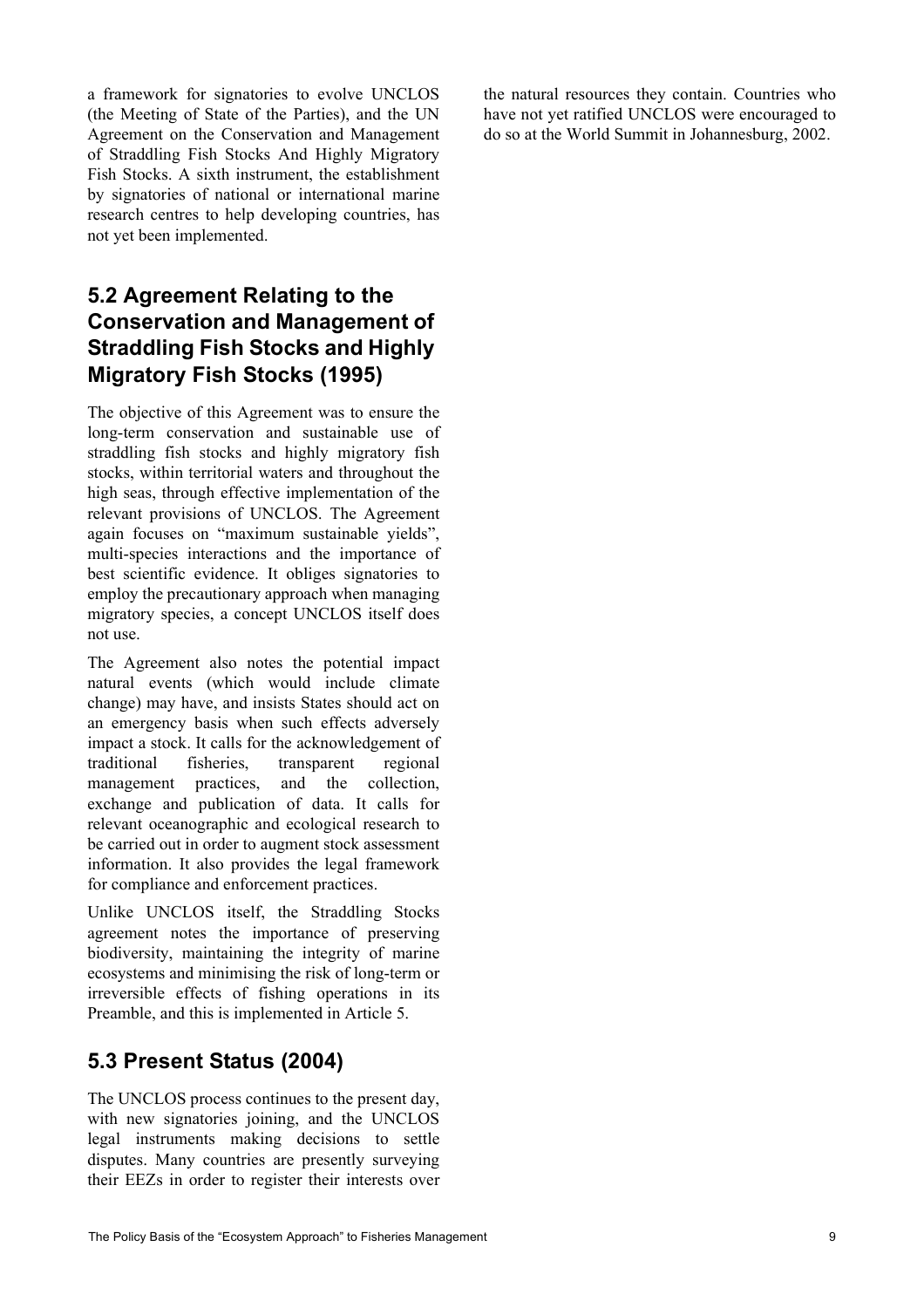a framework for signatories to evolve UNCLOS (the Meeting of State of the Parties), and the UN Agreement on the Conservation and Management of Straddling Fish Stocks And Highly Migratory Fish Stocks. A sixth instrument, the establishment by signatories of national or international marine research centres to help developing countries, has not yet been implemented.

## 5.2 Agreement Relating to the Conservation and Management of Straddling Fish Stocks and Highly Migratory Fish Stocks (1995)

The objective of this Agreement was to ensure the long-term conservation and sustainable use of straddling fish stocks and highly migratory fish stocks, within territorial waters and throughout the high seas, through effective implementation of the relevant provisions of UNCLOS. The Agreement again focuses on "maximum sustainable yields", multi-species interactions and the importance of best scientific evidence. It obliges signatories to employ the precautionary approach when managing migratory species, a concept UNCLOS itself does not use.

The Agreement also notes the potential impact natural events (which would include climate change) may have, and insists States should act on an emergency basis when such effects adversely impact a stock. It calls for the acknowledgement of traditional fisheries, transparent regional management practices, and the collection, exchange and publication of data. It calls for relevant oceanographic and ecological research to be carried out in order to augment stock assessment information. It also provides the legal framework for compliance and enforcement practices.

Unlike UNCLOS itself, the Straddling Stocks agreement notes the importance of preserving biodiversity, maintaining the integrity of marine ecosystems and minimising the risk of long-term or irreversible effects of fishing operations in its Preamble, and this is implemented in Article 5.

## 5.3 Present Status (2004)

The UNCLOS process continues to the present day, with new signatories joining, and the UNCLOS legal instruments making decisions to settle disputes. Many countries are presently surveying their EEZs in order to register their interests over the natural resources they contain. Countries who have not yet ratified UNCLOS were encouraged to do so at the World Summit in Johannesburg, 2002.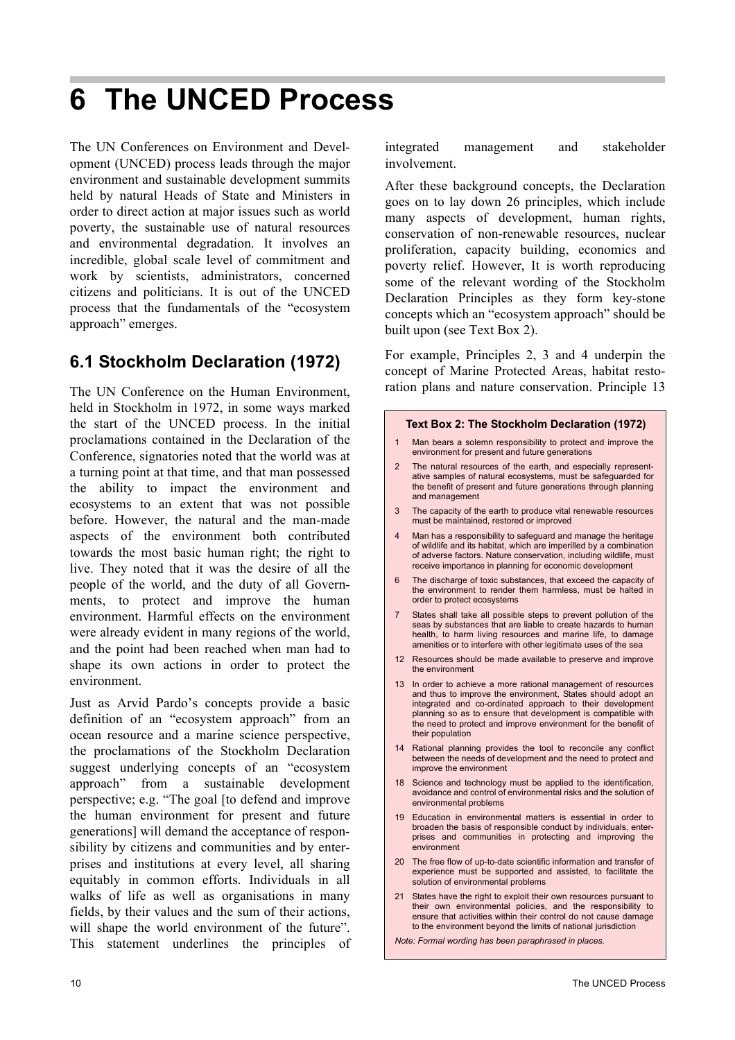# 6 The UNCED Process

The UN Conferences on Environment and Development (UNCED) process leads through the major environment and sustainable development summits held by natural Heads of State and Ministers in order to direct action at major issues such as world poverty, the sustainable use of natural resources and environmental degradation. It involves an incredible, global scale level of commitment and work by scientists, administrators, concerned citizens and politicians. It is out of the UNCED process that the fundamentals of the "ecosystem approach" emerges.

## 6.1 Stockholm Declaration (1972)

The UN Conference on the Human Environment, held in Stockholm in 1972, in some ways marked the start of the UNCED process. In the initial proclamations contained in the Declaration of the Conference, signatories noted that the world was at a turning point at that time, and that man possessed the ability to impact the environment and ecosystems to an extent that was not possible before. However, the natural and the man-made aspects of the environment both contributed towards the most basic human right; the right to live. They noted that it was the desire of all the people of the world, and the duty of all Governments, to protect and improve the human environment. Harmful effects on the environment were already evident in many regions of the world, and the point had been reached when man had to shape its own actions in order to protect the environment.

Just as Arvid Pardo's concepts provide a basic definition of an "ecosystem approach" from an ocean resource and a marine science perspective, the proclamations of the Stockholm Declaration suggest underlying concepts of an "ecosystem approach" from a sustainable development perspective; e.g. "The goal [to defend and improve the human environment for present and future generations] will demand the acceptance of responsibility by citizens and communities and by enterprises and institutions at every level, all sharing equitably in common efforts. Individuals in all walks of life as well as organisations in many fields, by their values and the sum of their actions, will shape the world environment of the future". This statement underlines the principles of integrated management and stakeholder involvement.

After these background concepts, the Declaration goes on to lay down 26 principles, which include many aspects of development, human rights, conservation of non-renewable resources, nuclear proliferation, capacity building, economics and poverty relief. However, It is worth reproducing some of the relevant wording of the Stockholm Declaration Principles as they form key-stone concepts which an "ecosystem approach" should be built upon (see Text Box 2).

For example, Principles 2, 3 and 4 underpin the concept of Marine Protected Areas, habitat restoration plans and nature conservation. Principle 13

**Text Box 2: The Stockholm Declaration (1972)**

1 Man bears a solemn responsibility to protect and improve the environment for present and future generations

2 The natural resources of the earth, and especially representative samples of natural ecosystems, must be safeguarded for the benefit of present and future generations through planning and management

3 The capacity of the earth to produce vital renewable resources must be maintained, restored or improved

4 Man has a responsibility to safeguard and manage the heritage of wildlife and its habitat, which are imperilled by a combination of adverse factors. Nature conservation, including wildlife, must receive importance in planning for economic development

6 The discharge of toxic substances, that exceed the capacity of the environment to render them harmless, must be halted in order to protect ecosystems

7 States shall take all possible steps to prevent pollution of the seas by substances that are liable to create hazards to human health, to harm living resources and marine life, to damage amenities or to interfere with other legitimate uses of the sea

12 Resources should be made available to preserve and improve the environment

13 In order to achieve a more rational management of resources and thus to improve the environment, States should adopt an integrated and co-ordinated approach to their development planning so as to ensure that development is compatible with the need to protect and improve environment for the benefit of their population

14 Rational planning provides the tool to reconcile any conflict between the needs of development and the need to protect and improve the environment

18 Science and technology must be applied to the identification, avoidance and control of environmental risks and the solution of environmental problems

19 Education in environmental matters is essential in order to broaden the basis of responsible conduct by individuals, enterprises and communities in protecting and improving the environment

20 The free flow of up-to-date scientific information and transfer of experience must be supported and assisted, to facilitate the solution of environmental problems

21 States have the right to exploit their own resources pursuant to their own environmental policies, and the responsibility to ensure that activities within their control do not cause damage to the environment beyond the limits of national jurisdiction

*Note: Formal wording has been paraphrased in places.*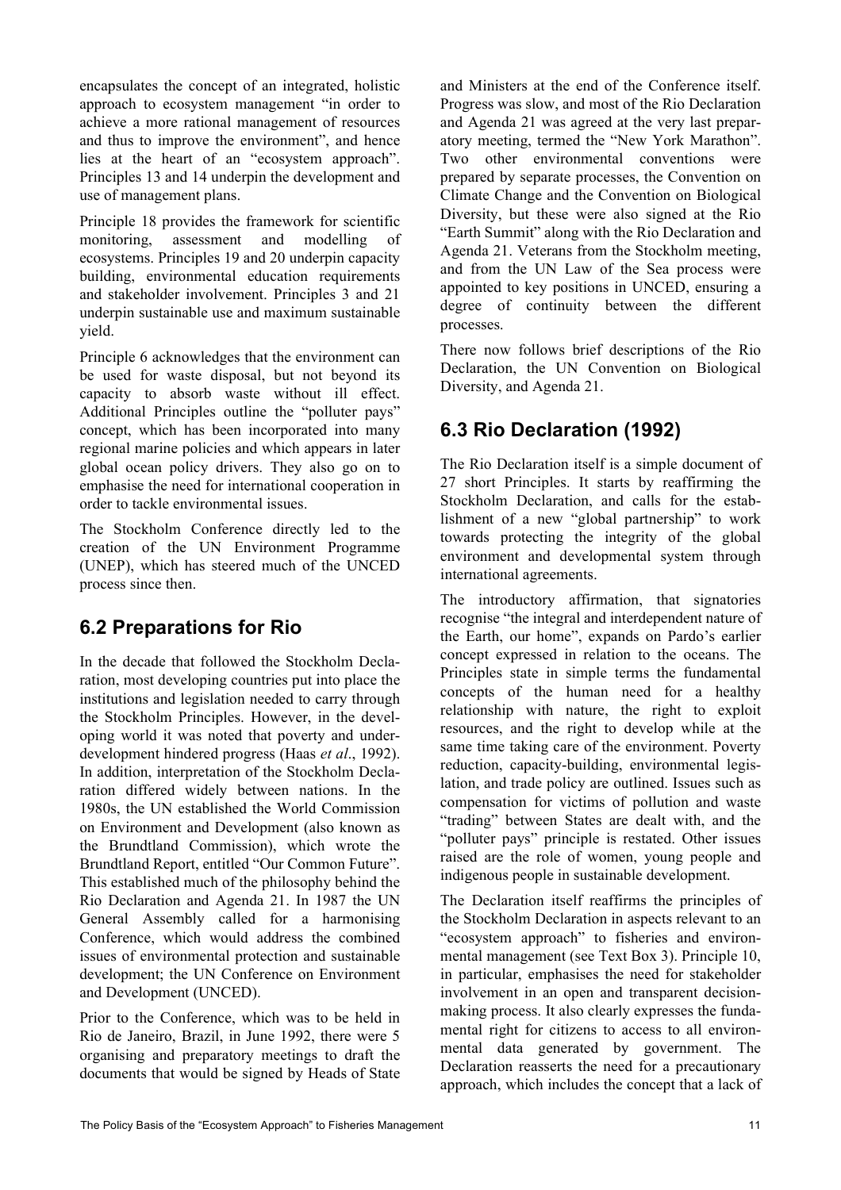encapsulates the concept of an integrated, holistic approach to ecosystem management "in order to achieve a more rational management of resources and thus to improve the environment", and hence lies at the heart of an "ecosystem approach". Principles 13 and 14 underpin the development and use of management plans.

Principle 18 provides the framework for scientific monitoring, assessment and modelling of ecosystems. Principles 19 and 20 underpin capacity building, environmental education requirements and stakeholder involvement. Principles 3 and 21 underpin sustainable use and maximum sustainable yield.

Principle 6 acknowledges that the environment can be used for waste disposal, but not beyond its capacity to absorb waste without ill effect. Additional Principles outline the "polluter pays" concept, which has been incorporated into many regional marine policies and which appears in later global ocean policy drivers. They also go on to emphasise the need for international cooperation in order to tackle environmental issues.

The Stockholm Conference directly led to the creation of the UN Environment Programme (UNEP), which has steered much of the UNCED process since then.

## 6.2 Preparations for Rio

In the decade that followed the Stockholm Declaration, most developing countries put into place the institutions and legislation needed to carry through the Stockholm Principles. However, in the developing world it was noted that poverty and underdevelopment hindered progress (Haas *et al*., 1992). In addition, interpretation of the Stockholm Declaration differed widely between nations. In the 1980s, the UN established the World Commission on Environment and Development (also known as the Brundtland Commission), which wrote the Brundtland Report, entitled "Our Common Future". This established much of the philosophy behind the Rio Declaration and Agenda 21. In 1987 the UN General Assembly called for a harmonising Conference, which would address the combined issues of environmental protection and sustainable development; the UN Conference on Environment and Development (UNCED).

Prior to the Conference, which was to be held in Rio de Janeiro, Brazil, in June 1992, there were 5 organising and preparatory meetings to draft the documents that would be signed by Heads of State and Ministers at the end of the Conference itself. Progress was slow, and most of the Rio Declaration and Agenda 21 was agreed at the very last preparatory meeting, termed the "New York Marathon". Two other environmental conventions were prepared by separate processes, the Convention on Climate Change and the Convention on Biological Diversity, but these were also signed at the Rio "Earth Summit" along with the Rio Declaration and Agenda 21. Veterans from the Stockholm meeting, and from the UN Law of the Sea process were appointed to key positions in UNCED, ensuring a degree of continuity between the different processes.

There now follows brief descriptions of the Rio Declaration, the UN Convention on Biological Diversity, and Agenda 21.

## 6.3 Rio Declaration (1992)

The Rio Declaration itself is a simple document of 27 short Principles. It starts by reaffirming the Stockholm Declaration, and calls for the establishment of a new "global partnership" to work towards protecting the integrity of the global environment and developmental system through international agreements.

The introductory affirmation, that signatories recognise "the integral and interdependent nature of the Earth, our home", expands on Pardo's earlier concept expressed in relation to the oceans. The Principles state in simple terms the fundamental concepts of the human need for a healthy relationship with nature, the right to exploit resources, and the right to develop while at the same time taking care of the environment. Poverty reduction, capacity-building, environmental legislation, and trade policy are outlined. Issues such as compensation for victims of pollution and waste "trading" between States are dealt with, and the "polluter pays" principle is restated. Other issues raised are the role of women, young people and indigenous people in sustainable development.

The Declaration itself reaffirms the principles of the Stockholm Declaration in aspects relevant to an "ecosystem approach" to fisheries and environmental management (see Text Box 3). Principle 10, in particular, emphasises the need for stakeholder involvement in an open and transparent decision-making process. It also clearly expresses the fundamental right for citizens to access to all environmental data generated by government. The Declaration reasserts the need for a precautionary approach, which includes the concept that a lack of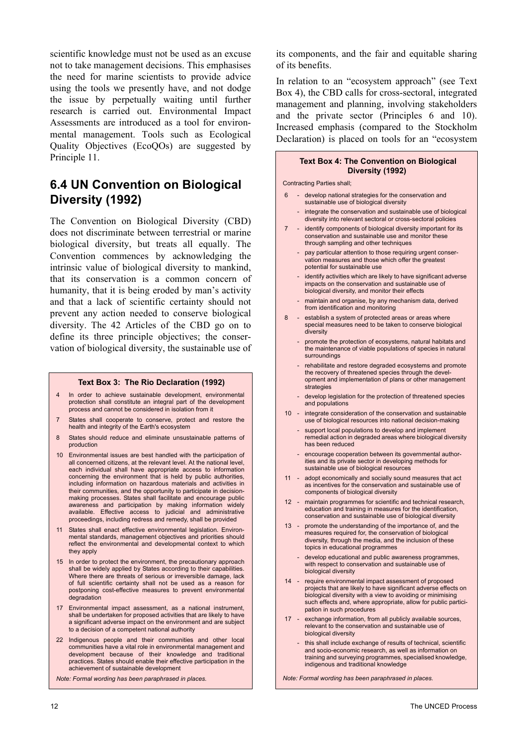scientific knowledge must not be used as an excuse not to take management decisions. This emphasises the need for marine scientists to provide advice using the tools we presently have, and not dodge the issue by perpetually waiting until further research is carried out. Environmental Impact Assessments are introduced as a tool for environmental management. Tools such as Ecological Quality Objectives (EcoQOs) are suggested by Principle 11.

## 6.4 UN Convention on Biological Diversity (1992)

The Convention on Biological Diversity (CBD) does not discriminate between terrestrial or marine biological diversity, but treats all equally. The Convention commences by acknowledging the intrinsic value of biological diversity to mankind, that its conservation is a common concern of humanity, that it is being eroded by man's activity and that a lack of scientific certainty should not prevent any action needed to conserve biological diversity. The 42 Articles of the CBD go on to define its three principle objectives; the conservation of biological diversity, the sustainable use of its components, and the fair and equitable sharing of its benefits.

In relation to an "ecosystem approach" (see Text Box 4), the CBD calls for cross-sectoral, integrated management and planning, involving stakeholders and the private sector (Principles 6 and 10). Increased emphasis (compared to the Stockholm Declaration) is placed on tools for an "ecosystem

**Text Box 3: The Rio Declaration (1992)**

4 In order to achieve sustainable development, environmental protection shall constitute an integral part of the development process and cannot be considered in isolation from it

7 States shall cooperate to conserve, protect and restore the health and integrity of the Earth's ecosystem

8 States should reduce and eliminate unsustainable patterns of production

10 Environmental issues are best handled with the participation of all concerned citizens, at the relevant level. At the national level, each individual shall have appropriate access to information concerning the environment that is held by public authorities, including information on hazardous materials and activities in their communities, and the opportunity to participate in decision-making processes. States shall facilitate and encourage public awareness and participation by making information widely available. Effective access to judicial and administrative proceedings, including redress and remedy, shall be provided

11 States shall enact effective environmental legislation. Environmental standards, management objectives and priorities should reflect the environmental and developmental context to which they apply

15 In order to protect the environment, the precautionary approach shall be widely applied by States according to their capabilities. Where there are threats of serious or irreversible damage, lack of full scientific certainty shall not be used as a reason for postponing cost-effective measures to prevent environmental degradation

17 Environmental impact assessment, as a national instrument, shall be undertaken for proposed activities that are likely to have a significant adverse impact on the environment and are subject to a decision of a competent national authority

22 Indigenous people and their communities and other local communities have a vital role in environmental management and development because of their knowledge and traditional practices. States should enable their effective participation in the achievement of sustainable development

*Note: Formal wording has been paraphrased in places.*

**Text Box 4: The Convention on Biological Diversity (1992)**

Contracting Parties shall;

6
- develop national strategies for the conservation and sustainable use of biological diversity
- integrate the conservation and sustainable use of biological diversity into relevant sectoral or cross-sectoral policies

7
- identify components of biological diversity important for its conservation and sustainable use and monitor these through sampling and other techniques
- pay particular attention to those requiring urgent conservation measures and those which offer the greatest potential for sustainable use
- identify activities which are likely to have significant adverse impacts on the conservation and sustainable use of biological diversity, and monitor their effects
- maintain and organise, by any mechanism data, derived from identification and monitoring

8
- establish a system of protected areas or areas where special measures need to be taken to conserve biological diversity
- promote the protection of ecosystems, natural habitats and the maintenance of viable populations of species in natural surroundings
- rehabilitate and restore degraded ecosystems and promote the recovery of threatened species through the development and implementation of plans or other management strategies
- develop legislation for the protection of threatened species and populations

10
- integrate consideration of the conservation and sustainable use of biological resources into national decision-making
- support local populations to develop and implement remedial action in degraded areas where biological diversity has been reduced
- encourage cooperation between its governmental authorities and its private sector in developing methods for sustainable use of biological resources

11
- adopt economically and socially sound measures that act as incentives for the conservation and sustainable use of components of biological diversity

12
- maintain programmes for scientific and technical research, education and training in measures for the identification, conservation and sustainable use of biological diversity

13
- promote the understanding of the importance of, and the measures required for, the conservation of biological diversity, through the media, and the inclusion of these topics in educational programmes
- develop educational and public awareness programmes, with respect to conservation and sustainable use of biological diversity

14
- require environmental impact assessment of proposed projects that are likely to have significant adverse effects on biological diversity with a view to avoiding or minimising such effects and, where appropriate, allow for public participation in such procedures

17
- exchange information, from all publicly available sources, relevant to the conservation and sustainable use of biological diversity
- this shall include exchange of results of technical, scientific and socio-economic research, as well as information on training and surveying programmes, specialised knowledge, indigenous and traditional knowledge

*Note: Formal wording has been paraphrased in places.*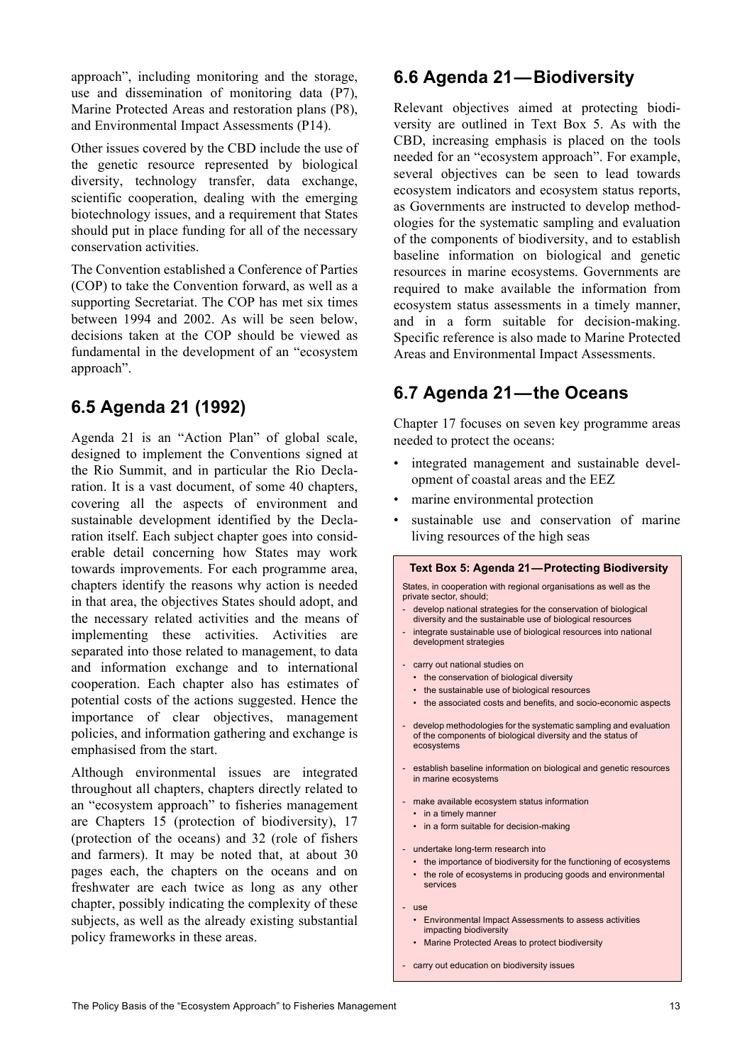approach", including monitoring and the storage, use and dissemination of monitoring data (P7), Marine Protected Areas and restoration plans (P8), and Environmental Impact Assessments (P14).

Other issues covered by the CBD include the use of the genetic resource represented by biological diversity, technology transfer, data exchange, scientific cooperation, dealing with the emerging biotechnology issues, and a requirement that States should put in place funding for all of the necessary conservation activities.

The Convention established a Conference of Parties (COP) to take the Convention forward, as well as a supporting Secretariat. The COP has met six times between 1994 and 2002. As will be seen below, decisions taken at the COP should be viewed as fundamental in the development of an "ecosystem approach".

## 6.5 Agenda 21 (1992)

Agenda 21 is an "Action Plan" of global scale, designed to implement the Conventions signed at the Rio Summit, and in particular the Rio Declaration. It is a vast document, of some 40 chapters, covering all the aspects of environment and sustainable development identified by the Declaration itself. Each subject chapter goes into considerable detail concerning how States may work towards improvements. For each programme area, chapters identify the reasons why action is needed in that area, the objectives States should adopt, and the necessary related activities and the means of implementing these activities. Activities are separated into those related to management, to data and information exchange and to international cooperation. Each chapter also has estimates of potential costs of the actions suggested. Hence the importance of clear objectives, management policies, and information gathering and exchange is emphasised from the start.

Although environmental issues are integrated throughout all chapters, chapters directly related to an "ecosystem approach" to fisheries management are Chapters 15 (protection of biodiversity), 17 (protection of the oceans) and 32 (role of fishers and farmers). It may be noted that, at about 30 pages each, the chapters on the oceans and on freshwater are each twice as long as any other chapter, possibly indicating the complexity of these subjects, as well as the already existing substantial policy frameworks in these areas.

## 6.6 Agenda 21 — Biodiversity

Relevant objectives aimed at protecting biodiversity are outlined in Text Box 5. As with the CBD, increasing emphasis is placed on the tools needed for an "ecosystem approach". For example, several objectives can be seen to lead towards ecosystem indicators and ecosystem status reports, as Governments are instructed to develop methodologies for the systematic sampling and evaluation of the components of biodiversity, and to establish baseline information on biological and genetic resources in marine ecosystems. Governments are required to make available the information from ecosystem status assessments in a timely manner, and in a form suitable for decision-making. Specific reference is also made to Marine Protected Areas and Environmental Impact Assessments.

## 6.7 Agenda 21 — the Oceans

Chapter 17 focuses on seven key programme areas needed to protect the oceans:

- integrated management and sustainable development of coastal areas and the EEZ
- marine environmental protection
- sustainable use and conservation of marine living resources of the high seas

> **Text Box 5: Agenda 21 — Protecting Biodiversity**
>
> States, in cooperation with regional organisations as well as the private sector, should;
>
> - develop national strategies for the conservation of biological diversity and the sustainable use of biological resources
> - integrate sustainable use of biological resources into national development strategies
> - carry out national studies on
>   - the conservation of biological diversity
>   - the sustainable use of biological resources
>   - the associated costs and benefits, and socio-economic aspects
> - develop methodologies for the systematic sampling and evaluation of the components of biological diversity and the status of ecosystems
> - establish baseline information on biological and genetic resources in marine ecosystems
> - make available ecosystem status information
>   - in a timely manner
>   - in a form suitable for decision-making
> - undertake long-term research into
>   - the importance of biodiversity for the functioning of ecosystems
>   - the role of ecosystems in producing goods and environmental services
> - use
>   - Environmental Impact Assessments to assess activities impacting biodiversity
>   - Marine Protected Areas to protect biodiversity
> - carry out education on biodiversity issues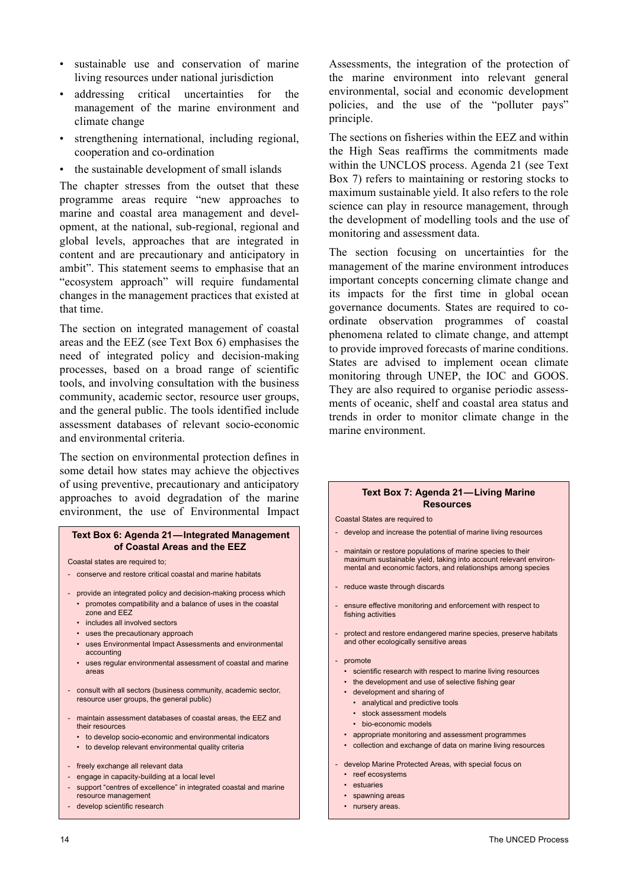- sustainable use and conservation of marine living resources under national jurisdiction
- addressing critical uncertainties for the management of the marine environment and climate change
- strengthening international, including regional, cooperation and co-ordination
- the sustainable development of small islands

The chapter stresses from the outset that these programme areas require "new approaches to marine and coastal area management and development, at the national, sub-regional, regional and global levels, approaches that are integrated in content and are precautionary and anticipatory in ambit". This statement seems to emphasise that an "ecosystem approach" will require fundamental changes in the management practices that existed at that time.

The section on integrated management of coastal areas and the EEZ (see Text Box 6) emphasises the need of integrated policy and decision-making processes, based on a broad range of scientific tools, and involving consultation with the business community, academic sector, resource user groups, and the general public. The tools identified include assessment databases of relevant socio-economic and environmental criteria.

The section on environmental protection defines in some detail how states may achieve the objectives of using preventive, precautionary and anticipatory approaches to avoid degradation of the marine environment, the use of Environmental Impact Assessments, the integration of the protection of the marine environment into relevant general environmental, social and economic development policies, and the use of the "polluter pays" principle.

The sections on fisheries within the EEZ and within the High Seas reaffirms the commitments made within the UNCLOS process. Agenda 21 (see Text Box 7) refers to maintaining or restoring stocks to maximum sustainable yield. It also refers to the role science can play in resource management, through the development of modelling tools and the use of monitoring and assessment data.

The section focusing on uncertainties for the management of the marine environment introduces important concepts concerning climate change and its impacts for the first time in global ocean governance documents. States are required to co-ordinate observation programmes of coastal phenomena related to climate change, and attempt to provide improved forecasts of marine conditions. States are advised to implement ocean climate monitoring through UNEP, the IOC and GOOS. They are also required to organise periodic assessments of oceanic, shelf and coastal area status and trends in order to monitor climate change in the marine environment.

**Text Box 6: Agenda 21—Integrated Management of Coastal Areas and the EEZ**

Coastal states are required to;

- conserve and restore critical coastal and marine habitats
- provide an integrated policy and decision-making process which
  - promotes compatibility and a balance of uses in the coastal zone and EEZ
  - includes all involved sectors
  - uses the precautionary approach
  - uses Environmental Impact Assessments and environmental accounting
  - uses regular environmental assessment of coastal and marine areas
- consult with all sectors (business community, academic sector, resource user groups, the general public)
- maintain assessment databases of coastal areas, the EEZ and their resources
  - to develop socio-economic and environmental indicators
  - to develop relevant environmental quality criteria
- freely exchange all relevant data
- engage in capacity-building at a local level
- support "centres of excellence" in integrated coastal and marine resource management
- develop scientific research

**Text Box 7: Agenda 21—Living Marine Resources**

Coastal States are required to

- develop and increase the potential of marine living resources
- maintain or restore populations of marine species to their maximum sustainable yield, taking into account relevant environmental and economic factors, and relationships among species
- reduce waste through discards
- ensure effective monitoring and enforcement with respect to fishing activities
- protect and restore endangered marine species, preserve habitats and other ecologically sensitive areas
- promote
  - scientific research with respect to marine living resources
  - the development and use of selective fishing gear
  - development and sharing of
    - analytical and predictive tools
    - stock assessment models
    - bio-economic models
  - appropriate monitoring and assessment programmes
  - collection and exchange of data on marine living resources
- develop Marine Protected Areas, with special focus on
  - reef ecosystems
  - estuaries
  - spawning areas
  - nursery areas.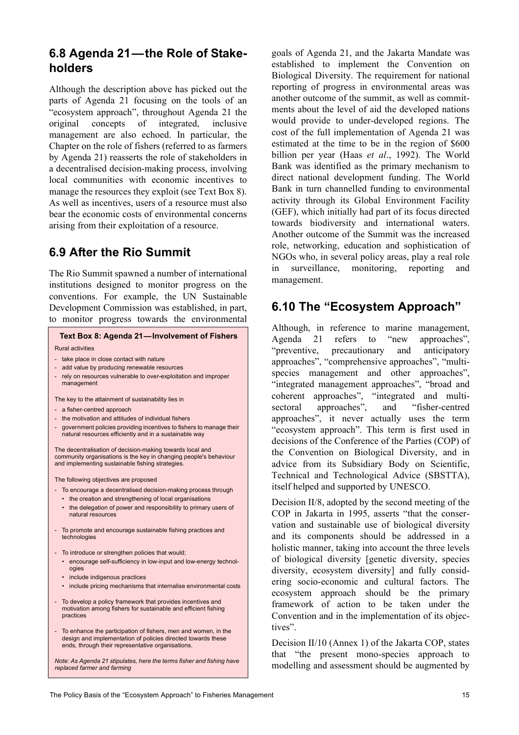## 6.8 Agenda 21—the Role of Stakeholders

Although the description above has picked out the parts of Agenda 21 focusing on the tools of an "ecosystem approach", throughout Agenda 21 the original concepts of integrated, inclusive management are also echoed. In particular, the Chapter on the role of fishers (referred to as farmers by Agenda 21) reasserts the role of stakeholders in a decentralised decision-making process, involving local communities with economic incentives to manage the resources they exploit (see Text Box 8). As well as incentives, users of a resource must also bear the economic costs of environmental concerns arising from their exploitation of a resource.

## 6.9 After the Rio Summit

The Rio Summit spawned a number of international institutions designed to monitor progress on the conventions. For example, the UN Sustainable Development Commission was established, in part, to monitor progress towards the environmental goals of Agenda 21, and the Jakarta Mandate was established to implement the Convention on Biological Diversity. The requirement for national reporting of progress in environmental areas was another outcome of the summit, as well as commitments about the level of aid the developed nations would provide to under-developed regions. The cost of the full implementation of Agenda 21 was estimated at the time to be in the region of $600 billion per year (Haas *et al*., 1992). The World Bank was identified as the primary mechanism to direct national development funding. The World Bank in turn channelled funding to environmental activity through its Global Environment Facility (GEF), which initially had part of its focus directed towards biodiversity and international waters. Another outcome of the Summit was the increased role, networking, education and sophistication of NGOs who, in several policy areas, play a real role in surveillance, monitoring, reporting and management.

> **Text Box 8: Agenda 21—Involvement of Fishers**
>
> Rural activities
>
> - take place in close contact with nature
> - add value by producing renewable resources
> - rely on resources vulnerable to over-exploitation and improper management
>
> The key to the attainment of sustainability lies in
>
> - a fisher-centred approach
> - the motivation and attitudes of individual fishers
> - government policies providing incentives to fishers to manage their natural resources efficiently and in a sustainable way
>
> The decentralisation of decision-making towards local and community organisations is the key in changing people's behaviour and implementing sustainable fishing strategies.
>
> The following objectives are proposed
>
> - To encourage a decentralised decision-making process through
>   - the creation and strengthening of local organisations
>   - the delegation of power and responsibility to primary users of natural resources
> - To promote and encourage sustainable fishing practices and technologies
> - To introduce or strengthen policies that would;
>   - encourage self-sufficiency in low-input and low-energy technologies
>   - include indigenous practices
>   - include pricing mechanisms that internalise environmental costs
> - To develop a policy framework that provides incentives and motivation among fishers for sustainable and efficient fishing practices
> - To enhance the participation of fishers, men and women, in the design and implementation of policies directed towards these ends, through their representative organisations.
>
> *Note: As Agenda 21 stipulates, here the terms fisher and fishing have replaced farmer and farming*

## 6.10 The "Ecosystem Approach"

Although, in reference to marine management, Agenda 21 refers to "new approaches", "preventive, precautionary and anticipatory approaches", "comprehensive approaches", "multi-species management and other approaches", "integrated management approaches", "broad and coherent approaches", "integrated and multi-sectoral approaches", and "fisher-centred approaches", it never actually uses the term "ecosystem approach". This term is first used in decisions of the Conference of the Parties (COP) of the Convention on Biological Diversity, and in advice from its Subsidiary Body on Scientific, Technical and Technological Advice (SBSTTA), itself helped and supported by UNESCO.

Decision II/8, adopted by the second meeting of the COP in Jakarta in 1995, asserts "that the conservation and sustainable use of biological diversity and its components should be addressed in a holistic manner, taking into account the three levels of biological diversity [genetic diversity, species diversity, ecosystem diversity] and fully considering socio-economic and cultural factors. The ecosystem approach should be the primary framework of action to be taken under the Convention and in the implementation of its objectives".

Decision II/10 (Annex 1) of the Jakarta COP, states that "the present mono-species approach to modelling and assessment should be augmented by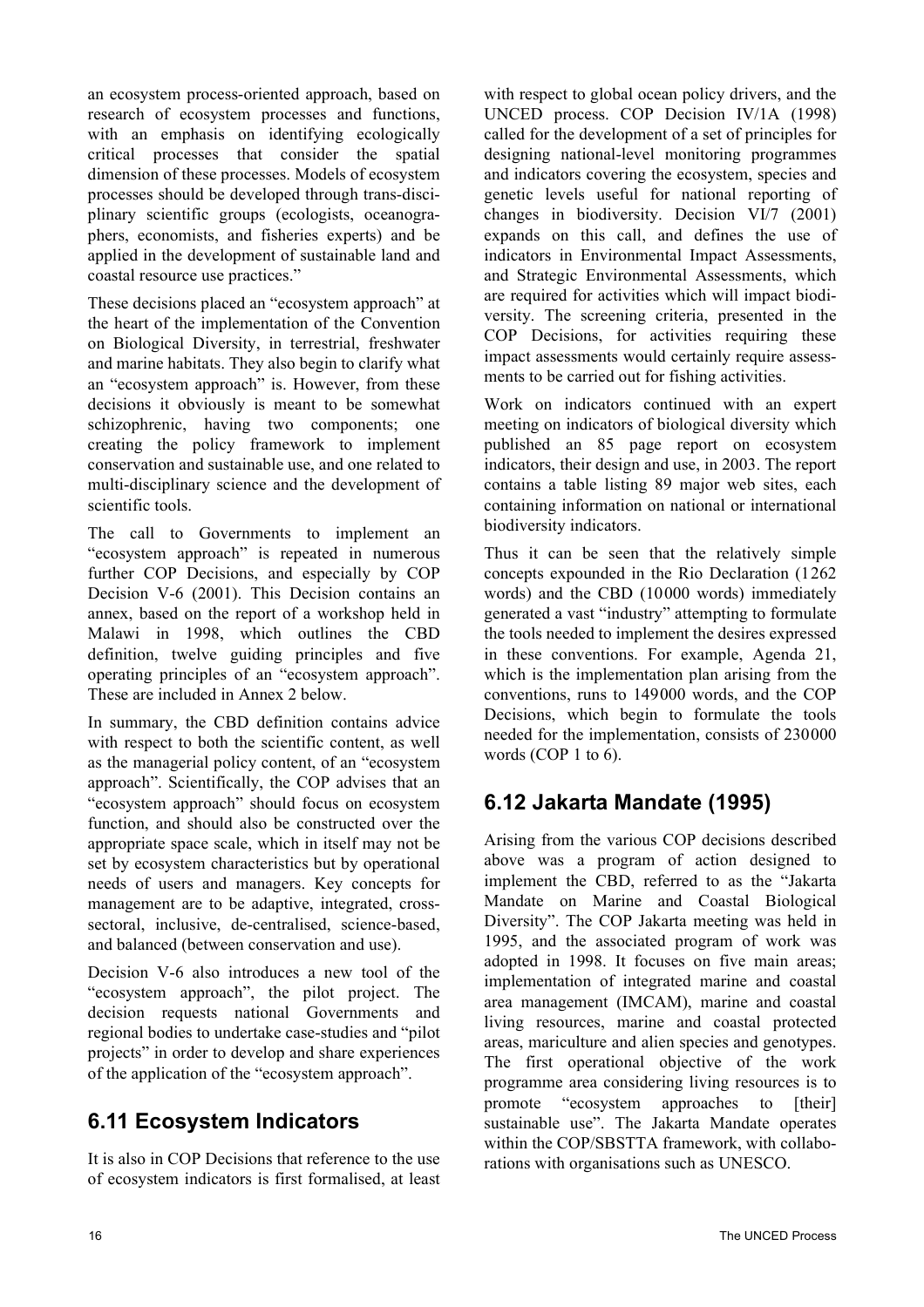an ecosystem process-oriented approach, based on research of ecosystem processes and functions, with an emphasis on identifying ecologically critical processes that consider the spatial dimension of these processes. Models of ecosystem processes should be developed through trans-disciplinary scientific groups (ecologists, oceanographers, economists, and fisheries experts) and be applied in the development of sustainable land and coastal resource use practices."

These decisions placed an "ecosystem approach" at the heart of the implementation of the Convention on Biological Diversity, in terrestrial, freshwater and marine habitats. They also begin to clarify what an "ecosystem approach" is. However, from these decisions it obviously is meant to be somewhat schizophrenic, having two components; one creating the policy framework to implement conservation and sustainable use, and one related to multi-disciplinary science and the development of scientific tools.

The call to Governments to implement an "ecosystem approach" is repeated in numerous further COP Decisions, and especially by COP Decision V-6 (2001). This Decision contains an annex, based on the report of a workshop held in Malawi in 1998, which outlines the CBD definition, twelve guiding principles and five operating principles of an "ecosystem approach". These are included in Annex 2 below.

In summary, the CBD definition contains advice with respect to both the scientific content, as well as the managerial policy content, of an "ecosystem approach". Scientifically, the COP advises that an "ecosystem approach" should focus on ecosystem function, and should also be constructed over the appropriate space scale, which in itself may not be set by ecosystem characteristics but by operational needs of users and managers. Key concepts for management are to be adaptive, integrated, cross-sectoral, inclusive, de-centralised, science-based, and balanced (between conservation and use).

Decision V-6 also introduces a new tool of the "ecosystem approach", the pilot project. The decision requests national Governments and regional bodies to undertake case-studies and "pilot projects" in order to develop and share experiences of the application of the "ecosystem approach".

## 6.11 Ecosystem Indicators

It is also in COP Decisions that reference to the use of ecosystem indicators is first formalised, at least with respect to global ocean policy drivers, and the UNCED process. COP Decision IV/1A (1998) called for the development of a set of principles for designing national-level monitoring programmes and indicators covering the ecosystem, species and genetic levels useful for national reporting of changes in biodiversity. Decision VI/7 (2001) expands on this call, and defines the use of indicators in Environmental Impact Assessments, and Strategic Environmental Assessments, which are required for activities which will impact biodiversity. The screening criteria, presented in the COP Decisions, for activities requiring these impact assessments would certainly require assessments to be carried out for fishing activities.

Work on indicators continued with an expert meeting on indicators of biological diversity which published an 85 page report on ecosystem indicators, their design and use, in 2003. The report contains a table listing 89 major web sites, each containing information on national or international biodiversity indicators.

Thus it can be seen that the relatively simple concepts expounded in the Rio Declaration (1262 words) and the CBD (10000 words) immediately generated a vast "industry" attempting to formulate the tools needed to implement the desires expressed in these conventions. For example, Agenda 21, which is the implementation plan arising from the conventions, runs to 149000 words, and the COP Decisions, which begin to formulate the tools needed for the implementation, consists of 230000 words (COP 1 to 6).

## 6.12 Jakarta Mandate (1995)

Arising from the various COP decisions described above was a program of action designed to implement the CBD, referred to as the "Jakarta Mandate on Marine and Coastal Biological Diversity". The COP Jakarta meeting was held in 1995, and the associated program of work was adopted in 1998. It focuses on five main areas; implementation of integrated marine and coastal area management (IMCAM), marine and coastal living resources, marine and coastal protected areas, mariculture and alien species and genotypes. The first operational objective of the work programme area considering living resources is to promote "ecosystem approaches to [their] sustainable use". The Jakarta Mandate operates within the COP/SBSTTA framework, with collaborations with organisations such as UNESCO.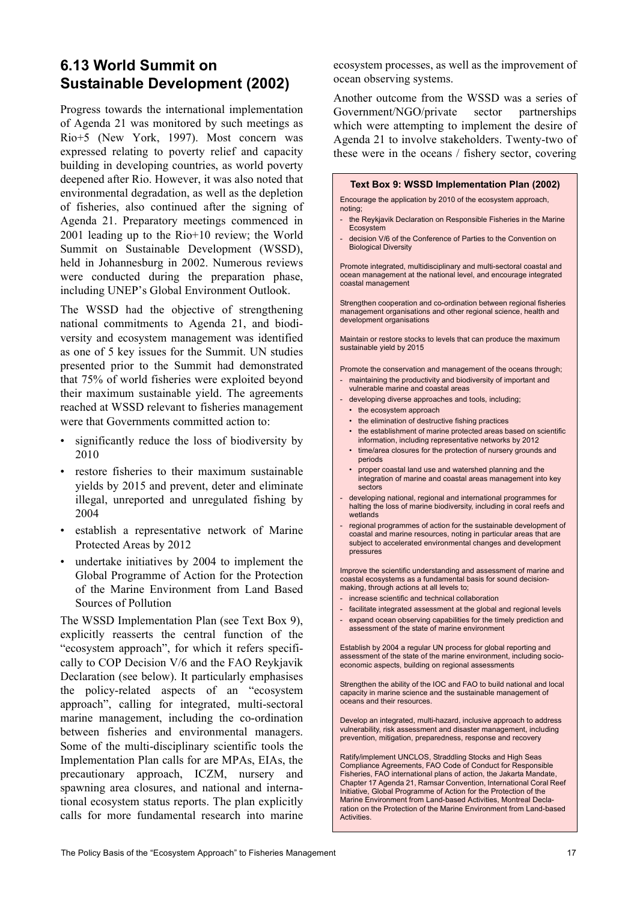## 6.13 World Summit on Sustainable Development (2002)

Progress towards the international implementation of Agenda 21 was monitored by such meetings as Rio+5 (New York, 1997). Most concern was expressed relating to poverty relief and capacity building in developing countries, as world poverty deepened after Rio. However, it was also noted that environmental degradation, as well as the depletion of fisheries, also continued after the signing of Agenda 21. Preparatory meetings commenced in 2001 leading up to the Rio+10 review; the World Summit on Sustainable Development (WSSD), held in Johannesburg in 2002. Numerous reviews were conducted during the preparation phase, including UNEP's Global Environment Outlook.

The WSSD had the objective of strengthening national commitments to Agenda 21, and biodiversity and ecosystem management was identified as one of 5 key issues for the Summit. UN studies presented prior to the Summit had demonstrated that 75% of world fisheries were exploited beyond their maximum sustainable yield. The agreements reached at WSSD relevant to fisheries management were that Governments committed action to:

- significantly reduce the loss of biodiversity by 2010
- restore fisheries to their maximum sustainable yields by 2015 and prevent, deter and eliminate illegal, unreported and unregulated fishing by 2004
- establish a representative network of Marine Protected Areas by 2012
- undertake initiatives by 2004 to implement the Global Programme of Action for the Protection of the Marine Environment from Land Based Sources of Pollution

The WSSD Implementation Plan (see Text Box 9), explicitly reasserts the central function of the "ecosystem approach", for which it refers specifically to COP Decision V/6 and the FAO Reykjavik Declaration (see below). It particularly emphasises the policy-related aspects of an "ecosystem approach", calling for integrated, multi-sectoral marine management, including the co-ordination between fisheries and environmental managers. Some of the multi-disciplinary scientific tools the Implementation Plan calls for are MPAs, EIAs, the precautionary approach, ICZM, nursery and spawning area closures, and national and international ecosystem status reports. The plan explicitly calls for more fundamental research into marine ecosystem processes, as well as the improvement of ocean observing systems.

Another outcome from the WSSD was a series of Government/NGO/private sector partnerships which were attempting to implement the desire of Agenda 21 to involve stakeholders. Twenty-two of these were in the oceans / fishery sector, covering

**Text Box 9: WSSD Implementation Plan (2002)**

Encourage the application by 2010 of the ecosystem approach, noting;

- the Reykjavik Declaration on Responsible Fisheries in the Marine Ecosystem
- decision V/6 of the Conference of Parties to the Convention on Biological Diversity

Promote integrated, multidisciplinary and multi-sectoral coastal and ocean management at the national level, and encourage integrated coastal management

Strengthen cooperation and co-ordination between regional fisheries management organisations and other regional science, health and development organisations

Maintain or restore stocks to levels that can produce the maximum sustainable yield by 2015

Promote the conservation and management of the oceans through;

- maintaining the productivity and biodiversity of important and vulnerable marine and coastal areas
- developing diverse approaches and tools, including;
  - the ecosystem approach
  - the elimination of destructive fishing practices
  - the establishment of marine protected areas based on scientific information, including representative networks by 2012
  - time/area closures for the protection of nursery grounds and periods
  - proper coastal land use and watershed planning and the integration of marine and coastal areas management into key sectors
- developing national, regional and international programmes for halting the loss of marine biodiversity, including in coral reefs and wetlands
- regional programmes of action for the sustainable development of coastal and marine resources, noting in particular areas that are subject to accelerated environmental changes and development pressures

Improve the scientific understanding and assessment of marine and coastal ecosystems as a fundamental basis for sound decision-making, through actions at all levels to;

- increase scientific and technical collaboration
- facilitate integrated assessment at the global and regional levels
- expand ocean observing capabilities for the timely prediction and assessment of the state of marine environment

Establish by 2004 a regular UN process for global reporting and assessment of the state of the marine environment, including socio-economic aspects, building on regional assessments

Strengthen the ability of the IOC and FAO to build national and local capacity in marine science and the sustainable management of oceans and their resources.

Develop an integrated, multi-hazard, inclusive approach to address vulnerability, risk assessment and disaster management, including prevention, mitigation, preparedness, response and recovery

Ratify/implement UNCLOS, Straddling Stocks and High Seas Compliance Agreements, FAO Code of Conduct for Responsible Fisheries, FAO international plans of action, the Jakarta Mandate, Chapter 17 Agenda 21, Ramsar Convention, International Coral Reef Initiative, Global Programme of Action for the Protection of the Marine Environment from Land-based Activities, Montreal Declaration on the Protection of the Marine Environment from Land-based Activities.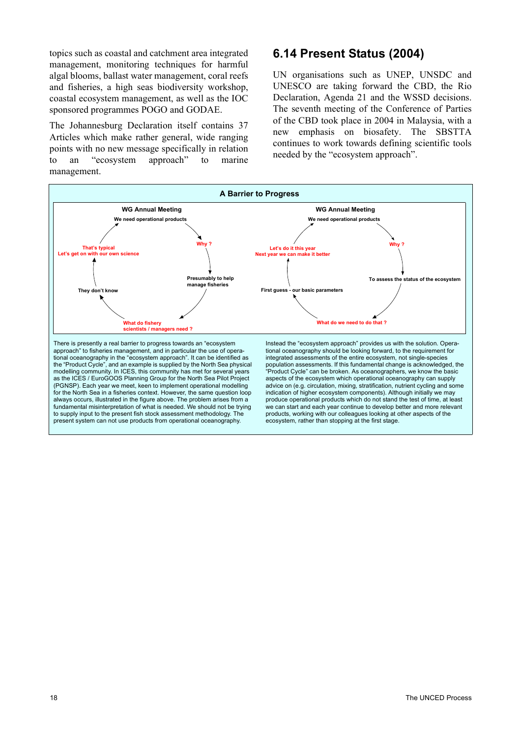topics such as coastal and catchment area integrated management, monitoring techniques for harmful algal blooms, ballast water management, coral reefs and fisheries, a high seas biodiversity workshop, coastal ecosystem management, as well as the IOC sponsored programmes POGO and GODAE.

The Johannesburg Declaration itself contains 37 Articles which make rather general, wide ranging points with no new message specifically in relation to an "ecosystem approach" to marine management.

## 6.14 Present Status (2004)

UN organisations such as UNEP, UNSDC and UNESCO are taking forward the CBD, the Rio Declaration, Agenda 21 and the WSSD decisions. The seventh meeting of the Conference of Parties of the CBD took place in 2004 in Malaysia, with a new emphasis on biosafety. The SBSTTA continues to work towards defining scientific tools needed by the "ecosystem approach".

**A Barrier to Progress**

**WG Annual Meeting**

We need operational products → Why ? → Presumably to help manage fisheries → What do fishery scientists / managers need ? → They don't know → That's typical Let's get on with our own science → We need operational products

**WG Annual Meeting**

We need operational products → Why ? → To assess the status of the ecosystem → What do we need to do that ? → First guess - our basic parameters → Let's do it this year Next year we can make it better → We need operational products

There is presently a real barrier to progress towards an "ecosystem approach" to fisheries management, and in particular the use of operational oceanography in the "ecosystem approach". It can be identified as the "Product Cycle", and an example is supplied by the North Sea physical modelling community. In ICES, this community has met for several years as the ICES / EuroGOOS Planning Group for the North Sea Pilot Project (PGNSP). Each year we meet, keen to implement operational modelling for the North Sea in a fisheries context. However, the same question loop always occurs, illustrated in the figure above. The problem arises from a fundamental misinterpretation of what is needed. We should not be trying to supply input to the present fish stock assessment methodology. The present system can not use products from operational oceanography.

Instead the "ecosystem approach" provides us with the solution. Operational oceanography should be looking forward, to the requirement for integrated assessments of the entire ecosystem, not single-species population assessments. If this fundamental change is acknowledged, the "Product Cycle" can be broken. As oceanographers, we know the basic aspects of the ecosystem which operational oceanography can supply advice on (e.g. circulation, mixing, stratification, nutrient cycling and some indication of higher ecosystem components). Although initially we may produce operational products which do not stand the test of time, at least we can start and each year continue to develop better and more relevant products, working with our colleagues looking at other aspects of the ecosystem, rather than stopping at the first stage.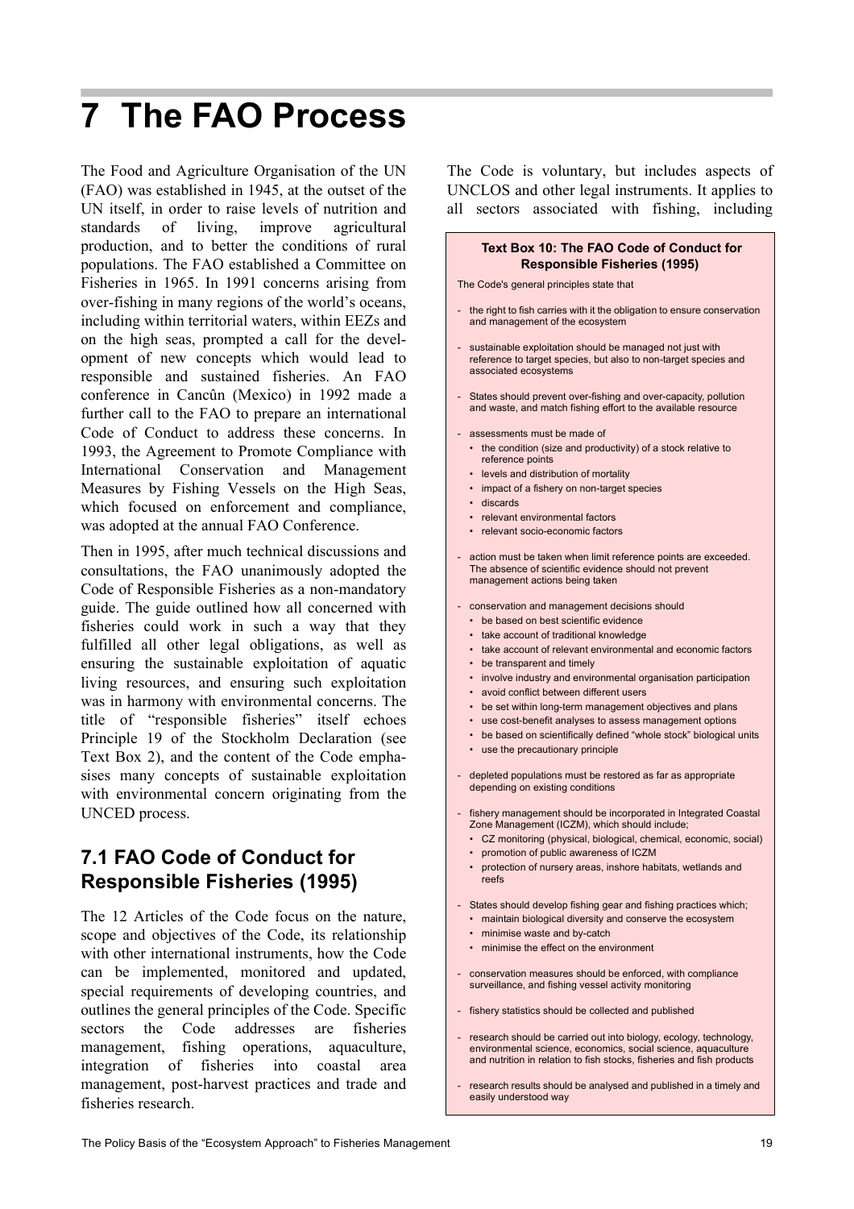# 7 The FAO Process

The Food and Agriculture Organisation of the UN (FAO) was established in 1945, at the outset of the UN itself, in order to raise levels of nutrition and standards of living, improve agricultural production, and to better the conditions of rural populations. The FAO established a Committee on Fisheries in 1965. In 1991 concerns arising from over-fishing in many regions of the world's oceans, including within territorial waters, within EEZs and on the high seas, prompted a call for the development of new concepts which would lead to responsible and sustained fisheries. An FAO conference in Cancûn (Mexico) in 1992 made a further call to the FAO to prepare an international Code of Conduct to address these concerns. In 1993, the Agreement to Promote Compliance with International Conservation and Management Measures by Fishing Vessels on the High Seas, which focused on enforcement and compliance, was adopted at the annual FAO Conference.

Then in 1995, after much technical discussions and consultations, the FAO unanimously adopted the Code of Responsible Fisheries as a non-mandatory guide. The guide outlined how all concerned with fisheries could work in such a way that they fulfilled all other legal obligations, as well as ensuring the sustainable exploitation of aquatic living resources, and ensuring such exploitation was in harmony with environmental concerns. The title of "responsible fisheries" itself echoes Principle 19 of the Stockholm Declaration (see Text Box 2), and the content of the Code emphasises many concepts of sustainable exploitation with environmental concern originating from the UNCED process.

## 7.1 FAO Code of Conduct for Responsible Fisheries (1995)

The 12 Articles of the Code focus on the nature, scope and objectives of the Code, its relationship with other international instruments, how the Code can be implemented, monitored and updated, special requirements of developing countries, and outlines the general principles of the Code. Specific sectors the Code addresses are fisheries management, fishing operations, aquaculture, integration of fisheries into coastal area management, post-harvest practices and trade and fisheries research.

The Code is voluntary, but includes aspects of UNCLOS and other legal instruments. It applies to all sectors associated with fishing, including

> **Text Box 10: The FAO Code of Conduct for Responsible Fisheries (1995)**
>
> The Code's general principles state that
>
> - the right to fish carries with it the obligation to ensure conservation and management of the ecosystem
> - sustainable exploitation should be managed not just with reference to target species, but also to non-target species and associated ecosystems
> - States should prevent over-fishing and over-capacity, pollution and waste, and match fishing effort to the available resource
> - assessments must be made of
>   - the condition (size and productivity) of a stock relative to reference points
>   - levels and distribution of mortality
>   - impact of a fishery on non-target species
>   - discards
>   - relevant environmental factors
>   - relevant socio-economic factors
> - action must be taken when limit reference points are exceeded. The absence of scientific evidence should not prevent management actions being taken
> - conservation and management decisions should
>   - be based on best scientific evidence
>   - take account of traditional knowledge
>   - take account of relevant environmental and economic factors
>   - be transparent and timely
>   - involve industry and environmental organisation participation
>   - avoid conflict between different users
>   - be set within long-term management objectives and plans
>   - use cost-benefit analyses to assess management options
>   - be based on scientifically defined "whole stock" biological units
>   - use the precautionary principle
> - depleted populations must be restored as far as appropriate depending on existing conditions
> - fishery management should be incorporated in Integrated Coastal Zone Management (ICZM), which should include;
>   - CZ monitoring (physical, biological, chemical, economic, social)
>   - promotion of public awareness of ICZM
>   - protection of nursery areas, inshore habitats, wetlands and reefs
> - States should develop fishing gear and fishing practices which;
>   - maintain biological diversity and conserve the ecosystem
>   - minimise waste and by-catch
>   - minimise the effect on the environment
> - conservation measures should be enforced, with compliance surveillance, and fishing vessel activity monitoring
> - fishery statistics should be collected and published
> - research should be carried out into biology, ecology, technology, environmental science, economics, social science, aquaculture and nutrition in relation to fish stocks, fisheries and fish products
> - research results should be analysed and published in a timely and easily understood way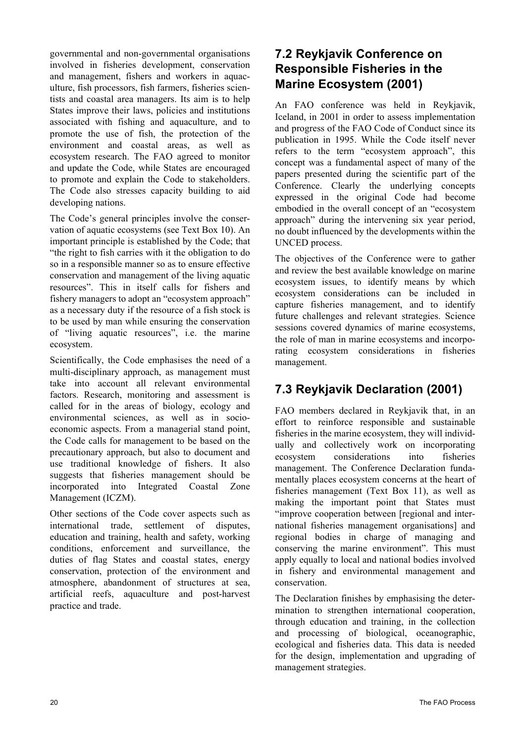governmental and non-governmental organisations involved in fisheries development, conservation and management, fishers and workers in aquaculture, fish processors, fish farmers, fisheries scientists and coastal area managers. Its aim is to help States improve their laws, policies and institutions associated with fishing and aquaculture, and to promote the use of fish, the protection of the environment and coastal areas, as well as ecosystem research. The FAO agreed to monitor and update the Code, while States are encouraged to promote and explain the Code to stakeholders. The Code also stresses capacity building to aid developing nations.

The Code's general principles involve the conservation of aquatic ecosystems (see Text Box 10). An important principle is established by the Code; that "the right to fish carries with it the obligation to do so in a responsible manner so as to ensure effective conservation and management of the living aquatic resources". This in itself calls for fishers and fishery managers to adopt an "ecosystem approach" as a necessary duty if the resource of a fish stock is to be used by man while ensuring the conservation of "living aquatic resources", i.e. the marine ecosystem.

Scientifically, the Code emphasises the need of a multi-disciplinary approach, as management must take into account all relevant environmental factors. Research, monitoring and assessment is called for in the areas of biology, ecology and environmental sciences, as well as in socio-economic aspects. From a managerial stand point, the Code calls for management to be based on the precautionary approach, but also to document and use traditional knowledge of fishers. It also suggests that fisheries management should be incorporated into Integrated Coastal Zone Management (ICZM).

Other sections of the Code cover aspects such as international trade, settlement of disputes, education and training, health and safety, working conditions, enforcement and surveillance, the duties of flag States and coastal states, energy conservation, protection of the environment and atmosphere, abandonment of structures at sea, artificial reefs, aquaculture and post-harvest practice and trade.

## 7.2 Reykjavik Conference on Responsible Fisheries in the Marine Ecosystem (2001)

An FAO conference was held in Reykjavik, Iceland, in 2001 in order to assess implementation and progress of the FAO Code of Conduct since its publication in 1995. While the Code itself never refers to the term "ecosystem approach", this concept was a fundamental aspect of many of the papers presented during the scientific part of the Conference. Clearly the underlying concepts expressed in the original Code had become embodied in the overall concept of an "ecosystem approach" during the intervening six year period, no doubt influenced by the developments within the UNCED process.

The objectives of the Conference were to gather and review the best available knowledge on marine ecosystem issues, to identify means by which ecosystem considerations can be included in capture fisheries management, and to identify future challenges and relevant strategies. Science sessions covered dynamics of marine ecosystems, the role of man in marine ecosystems and incorporating ecosystem considerations in fisheries management.

## 7.3 Reykjavik Declaration (2001)

FAO members declared in Reykjavik that, in an effort to reinforce responsible and sustainable fisheries in the marine ecosystem, they will individually and collectively work on incorporating ecosystem considerations into fisheries management. The Conference Declaration fundamentally places ecosystem concerns at the heart of fisheries management (Text Box 11), as well as making the important point that States must "improve cooperation between [regional and international fisheries management organisations] and regional bodies in charge of managing and conserving the marine environment". This must apply equally to local and national bodies involved in fishery and environmental management and conservation.

The Declaration finishes by emphasising the determination to strengthen international cooperation, through education and training, in the collection and processing of biological, oceanographic, ecological and fisheries data. This data is needed for the design, implementation and upgrading of management strategies.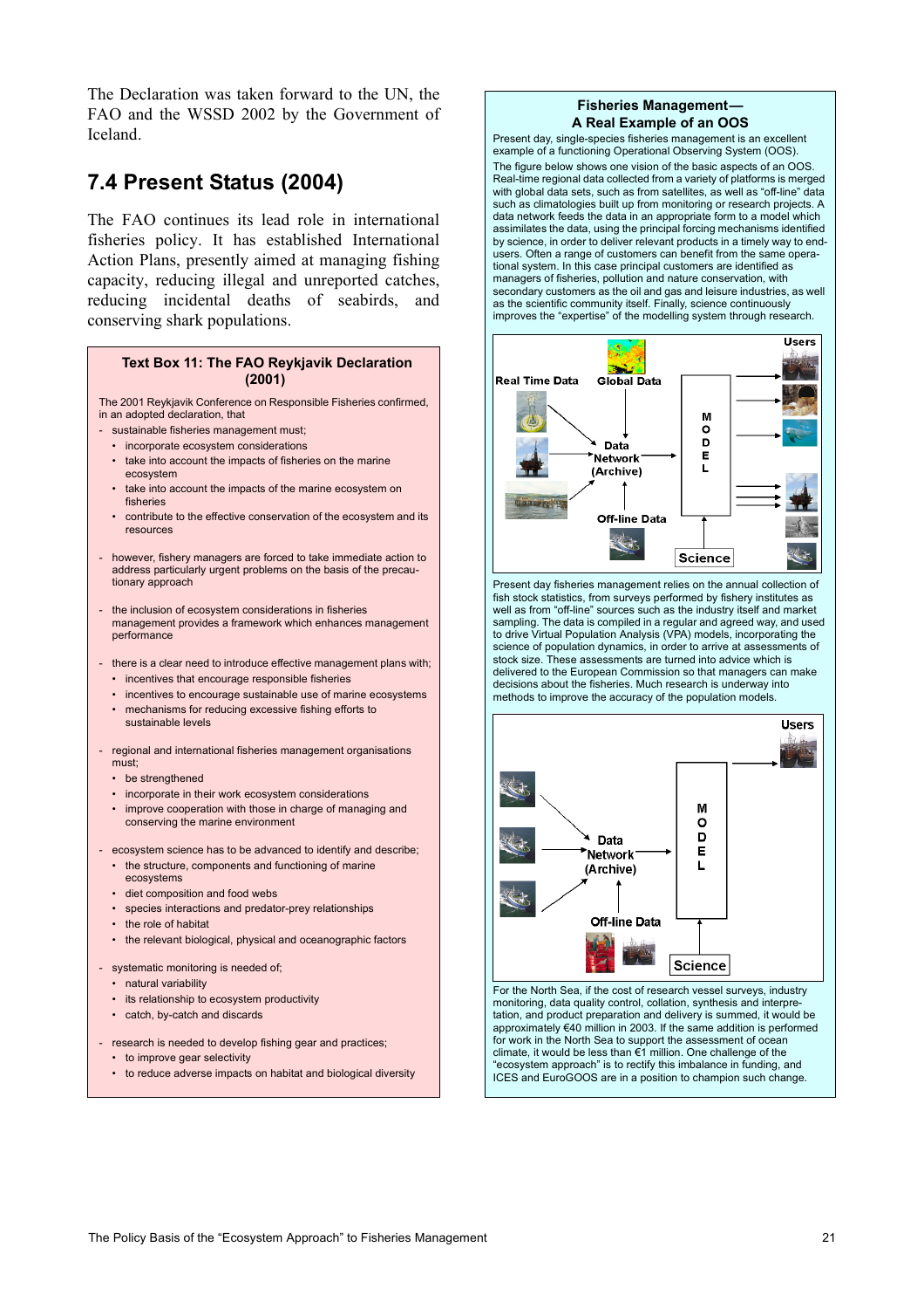The Declaration was taken forward to the UN, the FAO and the WSSD 2002 by the Government of Iceland.

## 7.4 Present Status (2004)

The FAO continues its lead role in international fisheries policy. It has established International Action Plans, presently aimed at managing fishing capacity, reducing illegal and unreported catches, reducing incidental deaths of seabirds, and conserving shark populations.

### Text Box 11: The FAO Reykjavik Declaration (2001)

The 2001 Reykjavik Conference on Responsible Fisheries confirmed, in an adopted declaration, that

- sustainable fisheries management must;
  - incorporate ecosystem considerations
  - take into account the impacts of fisheries on the marine ecosystem
  - take into account the impacts of the marine ecosystem on fisheries
  - contribute to the effective conservation of the ecosystem and its resources
- however, fishery managers are forced to take immediate action to address particularly urgent problems on the basis of the precautionary approach
- the inclusion of ecosystem considerations in fisheries management provides a framework which enhances management performance
- there is a clear need to introduce effective management plans with;
  - incentives that encourage responsible fisheries
  - incentives to encourage sustainable use of marine ecosystems
  - mechanisms for reducing excessive fishing efforts to sustainable levels
- regional and international fisheries management organisations must;
  - be strengthened
  - incorporate in their work ecosystem considerations
  - improve cooperation with those in charge of managing and conserving the marine environment
- ecosystem science has to be advanced to identify and describe;
  - the structure, components and functioning of marine ecosystems
  - diet composition and food webs
  - species interactions and predator-prey relationships
  - the role of habitat
  - the relevant biological, physical and oceanographic factors
- systematic monitoring is needed of;
  - natural variability
  - its relationship to ecosystem productivity
  - catch, by-catch and discards
- research is needed to develop fishing gear and practices;
  - to improve gear selectivity
  - to reduce adverse impacts on habitat and biological diversity

### Fisheries Management— A Real Example of an OOS

Present day, single-species fisheries management is an excellent example of a functioning Operational Observing System (OOS).

The figure below shows one vision of the basic aspects of an OOS. Real-time regional data collected from a variety of platforms is merged with global data sets, such as from satellites, as well as "off-line" data such as climatologies built up from monitoring or research projects. A data network feeds the data in an appropriate form to a model which assimilates the data, using the principal forcing mechanisms identified by science, in order to deliver relevant products in a timely way to end-users. Often a range of customers can benefit from the same operational system. In this case principal customers are identified as managers of fisheries, pollution and nature conservation, with secondary customers as the oil and gas and leisure industries, as well as the scientific community itself. Finally, science continuously improves the "expertise" of the modelling system through research.

Real Time Data — Global Data — Data Network (Archive) — Off-line Data — MODEL — Science — Users

Present day fisheries management relies on the annual collection of fish stock statistics, from surveys performed by fishery institutes as well as from "off-line" sources such as the industry itself and market sampling. The data is compiled in a regular and agreed way, and used to drive Virtual Population Analysis (VPA) models, incorporating the science of population dynamics, in order to arrive at assessments of stock size. These assessments are turned into advice which is delivered to the European Commission so that managers can make decisions about the fisheries. Much research is underway into methods to improve the accuracy of the population models.

Data Network (Archive) — Off-line Data — MODEL — Science — Users

For the North Sea, if the cost of research vessel surveys, industry monitoring, data quality control, collation, synthesis and interpretation, and product preparation and delivery is summed, it would be approximately €40 million in 2003. If the same addition is performed for work in the North Sea to support the assessment of ocean climate, it would be less than €1 million. One challenge of the "ecosystem approach" is to rectify this imbalance in funding, and ICES and EuroGOOS are in a position to champion such change.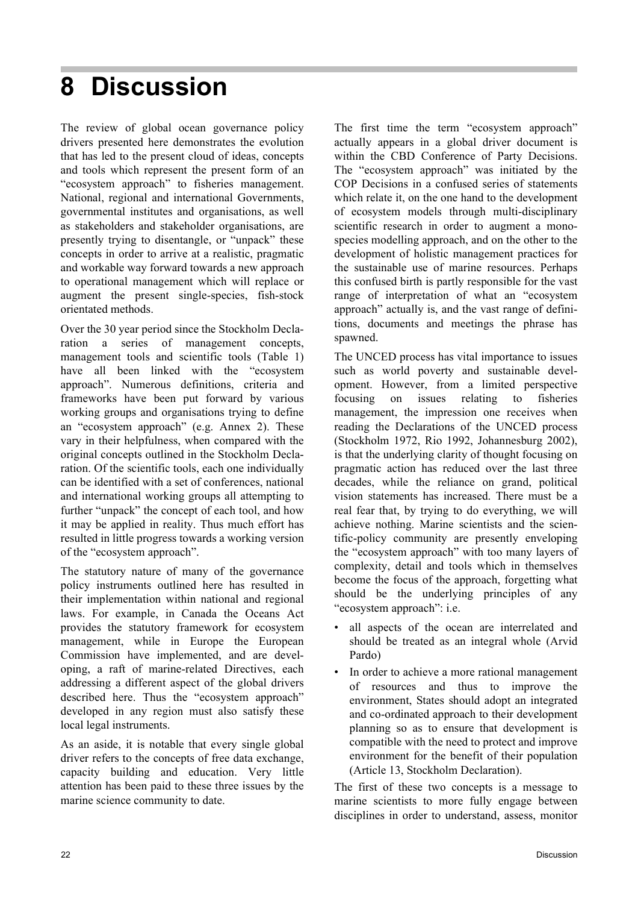# 8 Discussion

The review of global ocean governance policy drivers presented here demonstrates the evolution that has led to the present cloud of ideas, concepts and tools which represent the present form of an "ecosystem approach" to fisheries management. National, regional and international Governments, governmental institutes and organisations, as well as stakeholders and stakeholder organisations, are presently trying to disentangle, or "unpack" these concepts in order to arrive at a realistic, pragmatic and workable way forward towards a new approach to operational management which will replace or augment the present single-species, fish-stock orientated methods.

Over the 30 year period since the Stockholm Declaration a series of management concepts, management tools and scientific tools (Table 1) have all been linked with the "ecosystem approach". Numerous definitions, criteria and frameworks have been put forward by various working groups and organisations trying to define an "ecosystem approach" (e.g. Annex 2). These vary in their helpfulness, when compared with the original concepts outlined in the Stockholm Declaration. Of the scientific tools, each one individually can be identified with a set of conferences, national and international working groups all attempting to further "unpack" the concept of each tool, and how it may be applied in reality. Thus much effort has resulted in little progress towards a working version of the "ecosystem approach".

The statutory nature of many of the governance policy instruments outlined here has resulted in their implementation within national and regional laws. For example, in Canada the Oceans Act provides the statutory framework for ecosystem management, while in Europe the European Commission have implemented, and are developing, a raft of marine-related Directives, each addressing a different aspect of the global drivers described here. Thus the "ecosystem approach" developed in any region must also satisfy these local legal instruments.

As an aside, it is notable that every single global driver refers to the concepts of free data exchange, capacity building and education. Very little attention has been paid to these three issues by the marine science community to date.

The first time the term "ecosystem approach" actually appears in a global driver document is within the CBD Conference of Party Decisions. The "ecosystem approach" was initiated by the COP Decisions in a confused series of statements which relate it, on the one hand to the development of ecosystem models through multi-disciplinary scientific research in order to augment a mono-species modelling approach, and on the other to the development of holistic management practices for the sustainable use of marine resources. Perhaps this confused birth is partly responsible for the vast range of interpretation of what an "ecosystem approach" actually is, and the vast range of definitions, documents and meetings the phrase has spawned.

The UNCED process has vital importance to issues such as world poverty and sustainable development. However, from a limited perspective focusing on issues relating to fisheries management, the impression one receives when reading the Declarations of the UNCED process (Stockholm 1972, Rio 1992, Johannesburg 2002), is that the underlying clarity of thought focusing on pragmatic action has reduced over the last three decades, while the reliance on grand, political vision statements has increased. There must be a real fear that, by trying to do everything, we will achieve nothing. Marine scientists and the scientific-policy community are presently enveloping the "ecosystem approach" with too many layers of complexity, detail and tools which in themselves become the focus of the approach, forgetting what should be the underlying principles of any "ecosystem approach": i.e.

- all aspects of the ocean are interrelated and should be treated as an integral whole (Arvid Pardo)
- In order to achieve a more rational management of resources and thus to improve the environment, States should adopt an integrated and co-ordinated approach to their development planning so as to ensure that development is compatible with the need to protect and improve environment for the benefit of their population (Article 13, Stockholm Declaration).

The first of these two concepts is a message to marine scientists to more fully engage between disciplines in order to understand, assess, monitor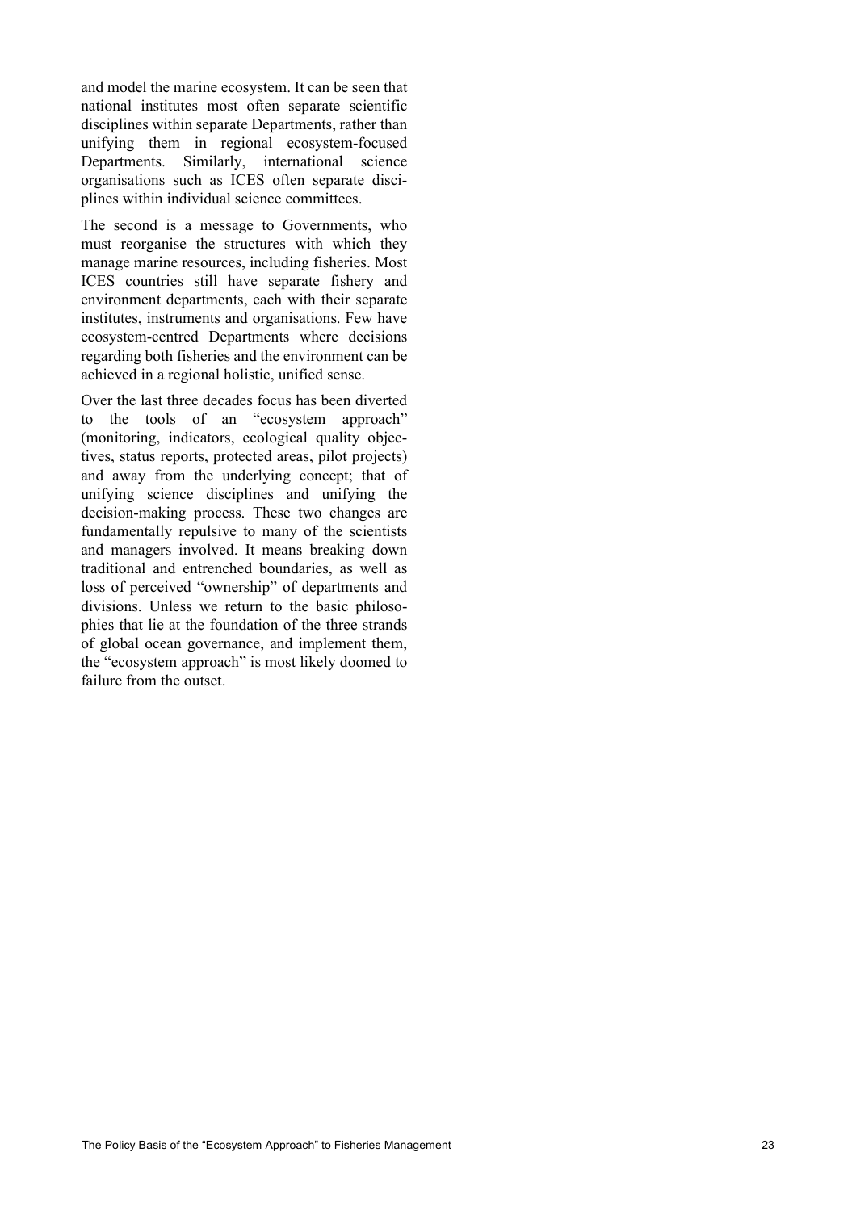and model the marine ecosystem. It can be seen that national institutes most often separate scientific disciplines within separate Departments, rather than unifying them in regional ecosystem-focused Departments. Similarly, international science organisations such as ICES often separate disciplines within individual science committees.

The second is a message to Governments, who must reorganise the structures with which they manage marine resources, including fisheries. Most ICES countries still have separate fishery and environment departments, each with their separate institutes, instruments and organisations. Few have ecosystem-centred Departments where decisions regarding both fisheries and the environment can be achieved in a regional holistic, unified sense.

Over the last three decades focus has been diverted to the tools of an "ecosystem approach" (monitoring, indicators, ecological quality objectives, status reports, protected areas, pilot projects) and away from the underlying concept; that of unifying science disciplines and unifying the decision-making process. These two changes are fundamentally repulsive to many of the scientists and managers involved. It means breaking down traditional and entrenched boundaries, as well as loss of perceived "ownership" of departments and divisions. Unless we return to the basic philosophies that lie at the foundation of the three strands of global ocean governance, and implement them, the "ecosystem approach" is most likely doomed to failure from the outset.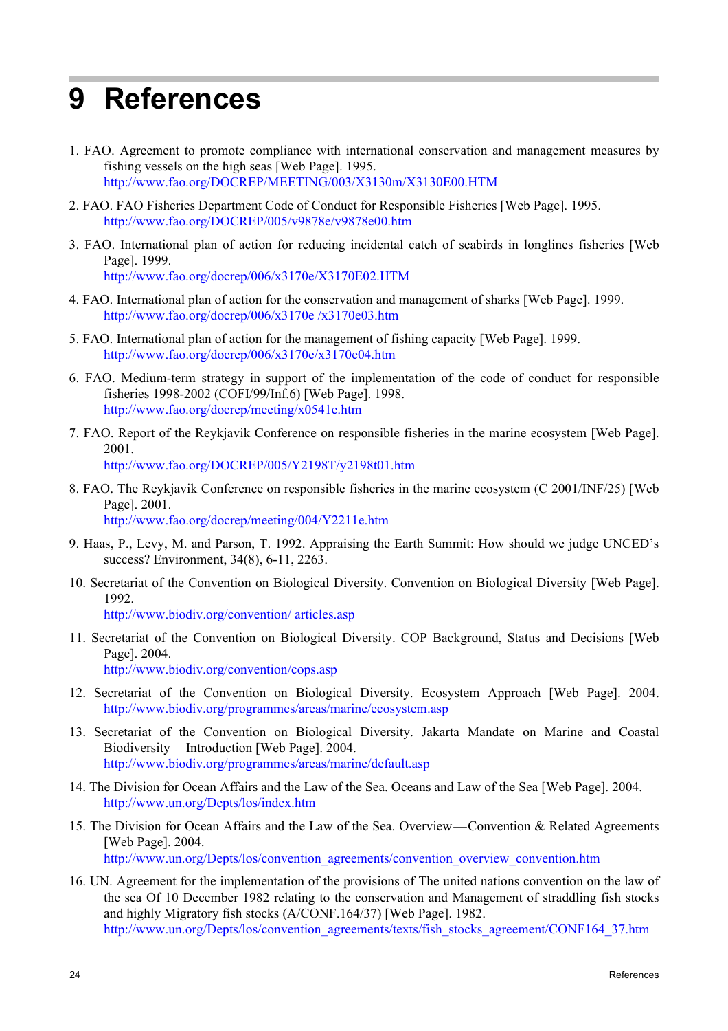# 9 References

1. FAO. Agreement to promote compliance with international conservation and management measures by fishing vessels on the high seas [Web Page]. 1995.
   http://www.fao.org/DOCREP/MEETING/003/X3130m/X3130E00.HTM

2. FAO. FAO Fisheries Department Code of Conduct for Responsible Fisheries [Web Page]. 1995.
   http://www.fao.org/DOCREP/005/v9878e/v9878e00.htm

3. FAO. International plan of action for reducing incidental catch of seabirds in longlines fisheries [Web Page]. 1999.
   http://www.fao.org/docrep/006/x3170e/X3170E02.HTM

4. FAO. International plan of action for the conservation and management of sharks [Web Page]. 1999.
   http://www.fao.org/docrep/006/x3170e /x3170e03.htm

5. FAO. International plan of action for the management of fishing capacity [Web Page]. 1999.
   http://www.fao.org/docrep/006/x3170e/x3170e04.htm

6. FAO. Medium-term strategy in support of the implementation of the code of conduct for responsible fisheries 1998-2002 (COFI/99/Inf.6) [Web Page]. 1998.
   http://www.fao.org/docrep/meeting/x0541e.htm

7. FAO. Report of the Reykjavik Conference on responsible fisheries in the marine ecosystem [Web Page]. 2001.
   http://www.fao.org/DOCREP/005/Y2198T/y2198t01.htm

8. FAO. The Reykjavik Conference on responsible fisheries in the marine ecosystem (C 2001/INF/25) [Web Page]. 2001.
   http://www.fao.org/docrep/meeting/004/Y2211e.htm

9. Haas, P., Levy, M. and Parson, T. 1992. Appraising the Earth Summit: How should we judge UNCED's success? Environment, 34(8), 6-11, 2263.

10. Secretariat of the Convention on Biological Diversity. Convention on Biological Diversity [Web Page]. 1992.
    http://www.biodiv.org/convention/ articles.asp

11. Secretariat of the Convention on Biological Diversity. COP Background, Status and Decisions [Web Page]. 2004.
    http://www.biodiv.org/convention/cops.asp

12. Secretariat of the Convention on Biological Diversity. Ecosystem Approach [Web Page]. 2004.
    http://www.biodiv.org/programmes/areas/marine/ecosystem.asp

13. Secretariat of the Convention on Biological Diversity. Jakarta Mandate on Marine and Coastal Biodiversity—Introduction [Web Page]. 2004.
    http://www.biodiv.org/programmes/areas/marine/default.asp

14. The Division for Ocean Affairs and the Law of the Sea. Oceans and Law of the Sea [Web Page]. 2004.
    http://www.un.org/Depts/los/index.htm

15. The Division for Ocean Affairs and the Law of the Sea. Overview—Convention & Related Agreements [Web Page]. 2004.
    http://www.un.org/Depts/los/convention_agreements/convention_overview_convention.htm

16. UN. Agreement for the implementation of the provisions of The united nations convention on the law of the sea Of 10 December 1982 relating to the conservation and Management of straddling fish stocks and highly Migratory fish stocks (A/CONF.164/37) [Web Page]. 1982.
    http://www.un.org/Depts/los/convention_agreements/texts/fish_stocks_agreement/CONF164_37.htm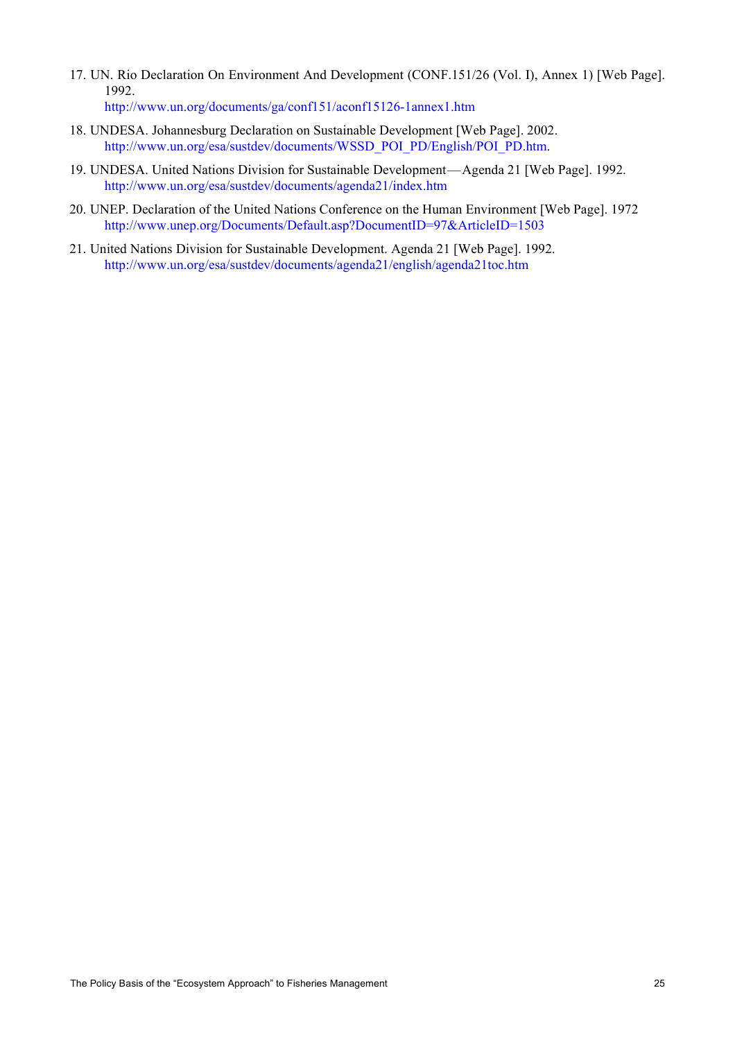17. UN. Rio Declaration On Environment And Development (CONF.151/26 (Vol. I), Annex 1) [Web Page]. 1992.
    http://www.un.org/documents/ga/conf151/aconf15126-1annex1.htm

18. UNDESA. Johannesburg Declaration on Sustainable Development [Web Page]. 2002.
    http://www.un.org/esa/sustdev/documents/WSSD_POI_PD/English/POI_PD.htm.

19. UNDESA. United Nations Division for Sustainable Development—Agenda 21 [Web Page]. 1992.
    http://www.un.org/esa/sustdev/documents/agenda21/index.htm

20. UNEP. Declaration of the United Nations Conference on the Human Environment [Web Page]. 1972
    http://www.unep.org/Documents/Default.asp?DocumentID=97&ArticleID=1503

21. United Nations Division for Sustainable Development. Agenda 21 [Web Page]. 1992.
    http://www.un.org/esa/sustdev/documents/agenda21/english/agenda21toc.htm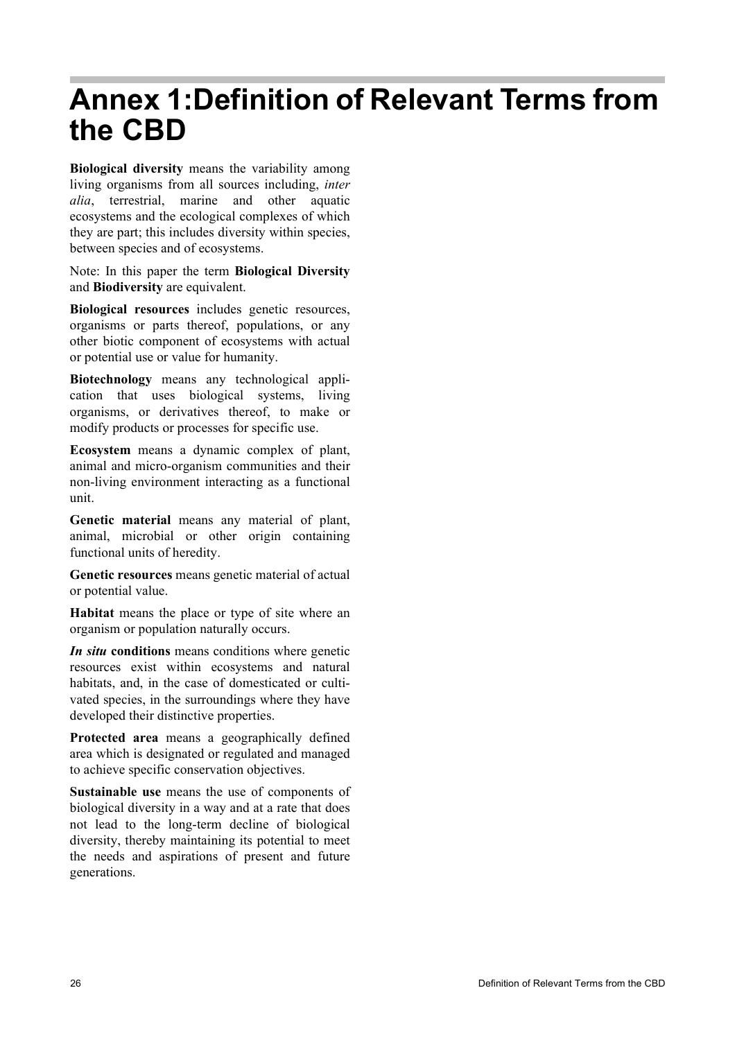# Annex 1:Definition of Relevant Terms from the CBD

**Biological diversity** means the variability among living organisms from all sources including, *inter alia*, terrestrial, marine and other aquatic ecosystems and the ecological complexes of which they are part; this includes diversity within species, between species and of ecosystems.

Note: In this paper the term **Biological Diversity** and **Biodiversity** are equivalent.

**Biological resources** includes genetic resources, organisms or parts thereof, populations, or any other biotic component of ecosystems with actual or potential use or value for humanity.

**Biotechnology** means any technological application that uses biological systems, living organisms, or derivatives thereof, to make or modify products or processes for specific use.

**Ecosystem** means a dynamic complex of plant, animal and micro-organism communities and their non-living environment interacting as a functional unit.

**Genetic material** means any material of plant, animal, microbial or other origin containing functional units of heredity.

**Genetic resources** means genetic material of actual or potential value.

**Habitat** means the place or type of site where an organism or population naturally occurs.

***In situ* conditions** means conditions where genetic resources exist within ecosystems and natural habitats, and, in the case of domesticated or cultivated species, in the surroundings where they have developed their distinctive properties.

**Protected area** means a geographically defined area which is designated or regulated and managed to achieve specific conservation objectives.

**Sustainable use** means the use of components of biological diversity in a way and at a rate that does not lead to the long-term decline of biological diversity, thereby maintaining its potential to meet the needs and aspirations of present and future generations.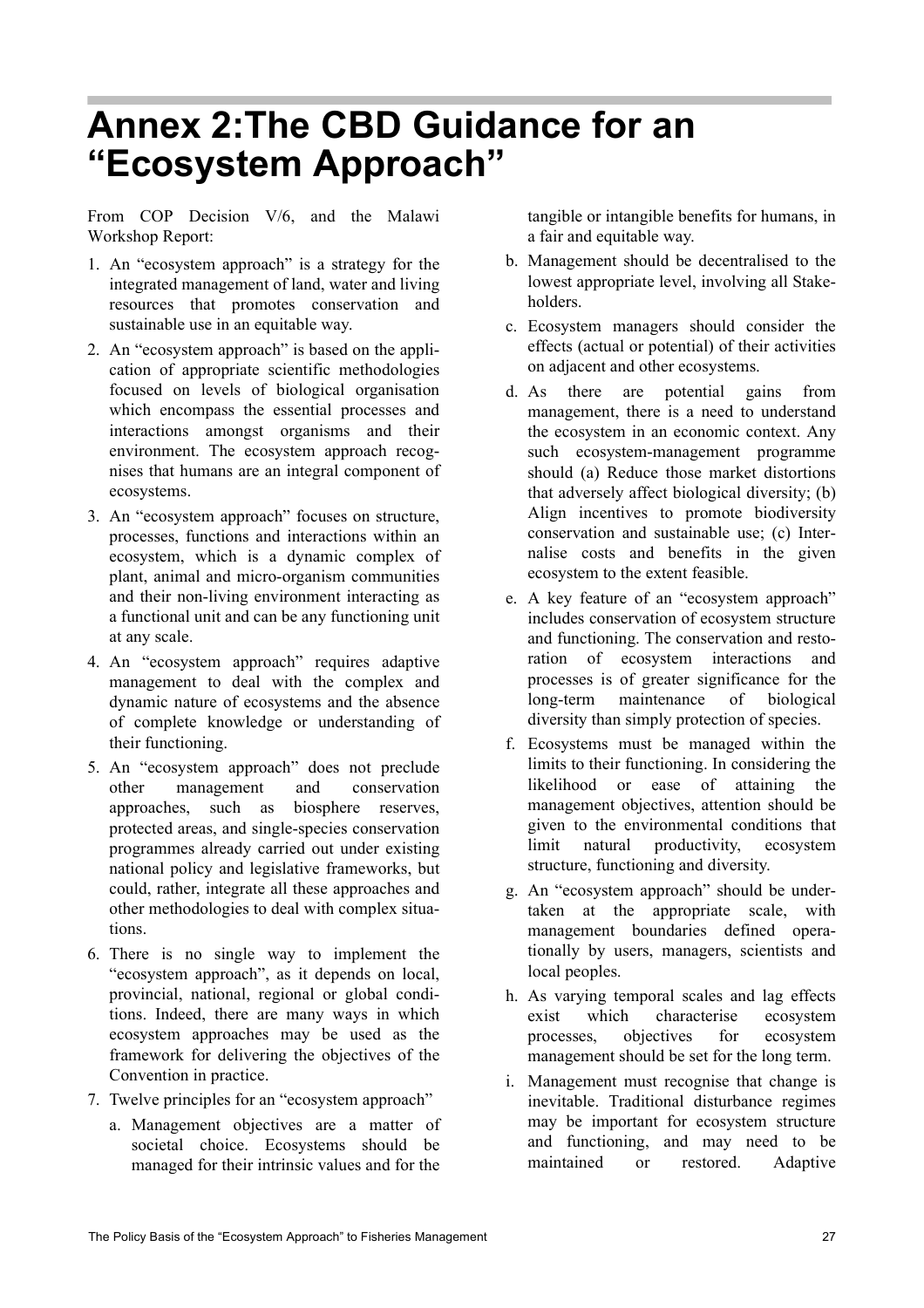# Annex 2:The CBD Guidance for an "Ecosystem Approach"

From COP Decision V/6, and the Malawi Workshop Report:

1. An "ecosystem approach" is a strategy for the integrated management of land, water and living resources that promotes conservation and sustainable use in an equitable way.
2. An "ecosystem approach" is based on the application of appropriate scientific methodologies focused on levels of biological organisation which encompass the essential processes and interactions amongst organisms and their environment. The ecosystem approach recognises that humans are an integral component of ecosystems.
3. An "ecosystem approach" focuses on structure, processes, functions and interactions within an ecosystem, which is a dynamic complex of plant, animal and micro-organism communities and their non-living environment interacting as a functional unit and can be any functioning unit at any scale.
4. An "ecosystem approach" requires adaptive management to deal with the complex and dynamic nature of ecosystems and the absence of complete knowledge or understanding of their functioning.
5. An "ecosystem approach" does not preclude other management and conservation approaches, such as biosphere reserves, protected areas, and single-species conservation programmes already carried out under existing national policy and legislative frameworks, but could, rather, integrate all these approaches and other methodologies to deal with complex situations.
6. There is no single way to implement the "ecosystem approach", as it depends on local, provincial, national, regional or global conditions. Indeed, there are many ways in which ecosystem approaches may be used as the framework for delivering the objectives of the Convention in practice.
7. Twelve principles for an "ecosystem approach"
   a. Management objectives are a matter of societal choice. Ecosystems should be managed for their intrinsic values and for the tangible or intangible benefits for humans, in a fair and equitable way.
   b. Management should be decentralised to the lowest appropriate level, involving all Stakeholders.
   c. Ecosystem managers should consider the effects (actual or potential) of their activities on adjacent and other ecosystems.
   d. As there are potential gains from management, there is a need to understand the ecosystem in an economic context. Any such ecosystem-management programme should (a) Reduce those market distortions that adversely affect biological diversity; (b) Align incentives to promote biodiversity conservation and sustainable use; (c) Internalise costs and benefits in the given ecosystem to the extent feasible.
   e. A key feature of an "ecosystem approach" includes conservation of ecosystem structure and functioning. The conservation and restoration of ecosystem interactions and processes is of greater significance for the long-term maintenance of biological diversity than simply protection of species.
   f. Ecosystems must be managed within the limits to their functioning. In considering the likelihood or ease of attaining the management objectives, attention should be given to the environmental conditions that limit natural productivity, ecosystem structure, functioning and diversity.
   g. An "ecosystem approach" should be undertaken at the appropriate scale, with management boundaries defined operationally by users, managers, scientists and local peoples.
   h. As varying temporal scales and lag effects exist which characterise ecosystem processes, objectives for ecosystem management should be set for the long term.
   i. Management must recognise that change is inevitable. Traditional disturbance regimes may be important for ecosystem structure and functioning, and may need to be maintained or restored. Adaptive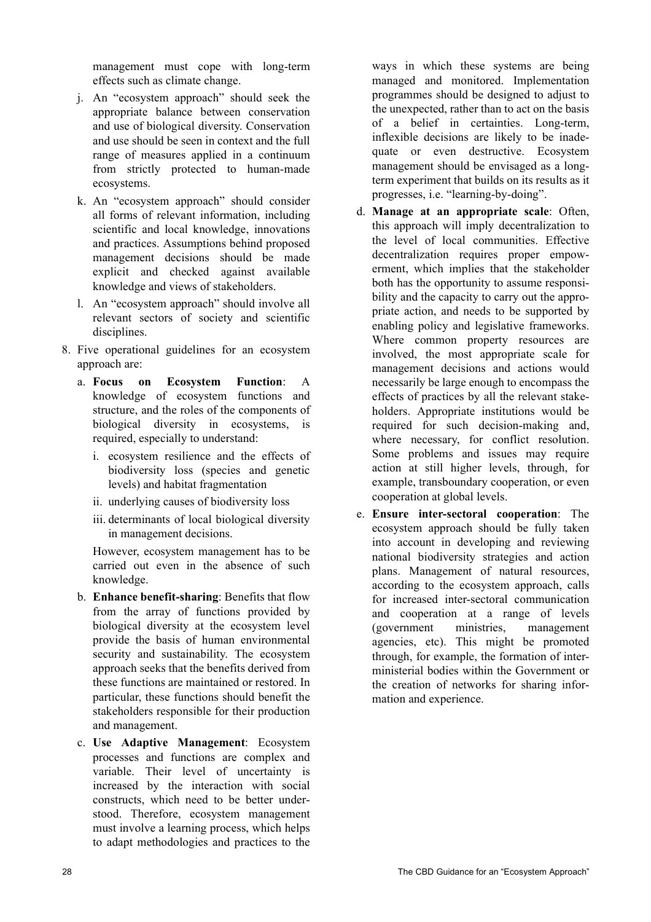management must cope with long-term effects such as climate change.

j. An "ecosystem approach" should seek the appropriate balance between conservation and use of biological diversity. Conservation and use should be seen in context and the full range of measures applied in a continuum from strictly protected to human-made ecosystems.

k. An "ecosystem approach" should consider all forms of relevant information, including scientific and local knowledge, innovations and practices. Assumptions behind proposed management decisions should be made explicit and checked against available knowledge and views of stakeholders.

l. An "ecosystem approach" should involve all relevant sectors of society and scientific disciplines.

8. Five operational guidelines for an ecosystem approach are:

   a. **Focus on Ecosystem Function**: A knowledge of ecosystem functions and structure, and the roles of the components of biological diversity in ecosystems, is required, especially to understand:

      i. ecosystem resilience and the effects of biodiversity loss (species and genetic levels) and habitat fragmentation

      ii. underlying causes of biodiversity loss

      iii. determinants of local biological diversity in management decisions.

      However, ecosystem management has to be carried out even in the absence of such knowledge.

   b. **Enhance benefit-sharing**: Benefits that flow from the array of functions provided by biological diversity at the ecosystem level provide the basis of human environmental security and sustainability. The ecosystem approach seeks that the benefits derived from these functions are maintained or restored. In particular, these functions should benefit the stakeholders responsible for their production and management.

   c. **Use Adaptive Management**: Ecosystem processes and functions are complex and variable. Their level of uncertainty is increased by the interaction with social constructs, which need to be better understood. Therefore, ecosystem management must involve a learning process, which helps to adapt methodologies and practices to the ways in which these systems are being managed and monitored. Implementation programmes should be designed to adjust to the unexpected, rather than to act on the basis of a belief in certainties. Long-term, inflexible decisions are likely to be inadequate or even destructive. Ecosystem management should be envisaged as a long-term experiment that builds on its results as it progresses, i.e. "learning-by-doing".

   d. **Manage at an appropriate scale**: Often, this approach will imply decentralization to the level of local communities. Effective decentralization requires proper empowerment, which implies that the stakeholder both has the opportunity to assume responsibility and the capacity to carry out the appropriate action, and needs to be supported by enabling policy and legislative frameworks. Where common property resources are involved, the most appropriate scale for management decisions and actions would necessarily be large enough to encompass the effects of practices by all the relevant stakeholders. Appropriate institutions would be required for such decision-making and, where necessary, for conflict resolution. Some problems and issues may require action at still higher levels, through, for example, transboundary cooperation, or even cooperation at global levels.

   e. **Ensure inter-sectoral cooperation**: The ecosystem approach should be fully taken into account in developing and reviewing national biodiversity strategies and action plans. Management of natural resources, according to the ecosystem approach, calls for increased inter-sectoral communication and cooperation at a range of levels (government ministries, management agencies, etc). This might be promoted through, for example, the formation of inter-ministerial bodies within the Government or the creation of networks for sharing information and experience.